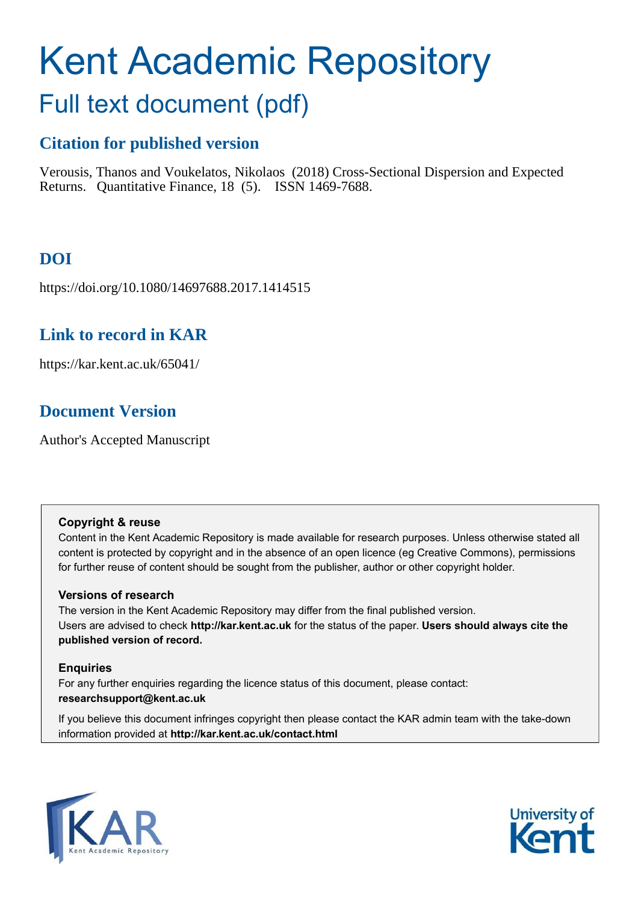# Kent Academic Repository

## Full text document (pdf)

### Citation for published version

Verousis, Thanos and Voukelatos, Nikolaos (2018) Cross-Sectional Dispersion and Expected Returns. Quantitative Finance, 18 (5). ISSN 1469-7688.

### DOI

https://doi.org/10.1080/14697688.2017.1414515

### Link to record in KAR

https://kar.kent.ac.uk/65041/

### Document Version

Author's Accepted Manuscript

**Copyright & reuse**

Content in the Kent Academic Repository is made available for research purposes. Unless otherwise stated all content is protected by copyright and in the absence of an open licence (eg Creative Commons), permissions for further reuse of content should be sought from the publisher, author or other copyright holder.

**Versions of research**

The version in the Kent Academic Repository may differ from the final published version.
Users are advised to check **http://kar.kent.ac.uk** for the status of the paper. **Users should always cite the published version of record.**

**Enquiries**

For any further enquiries regarding the licence status of this document, please contact:
**researchsupport@kent.ac.uk**

If you believe this document infringes copyright then please contact the KAR admin team with the take-down information provided at **http://kar.kent.ac.uk/contact.html**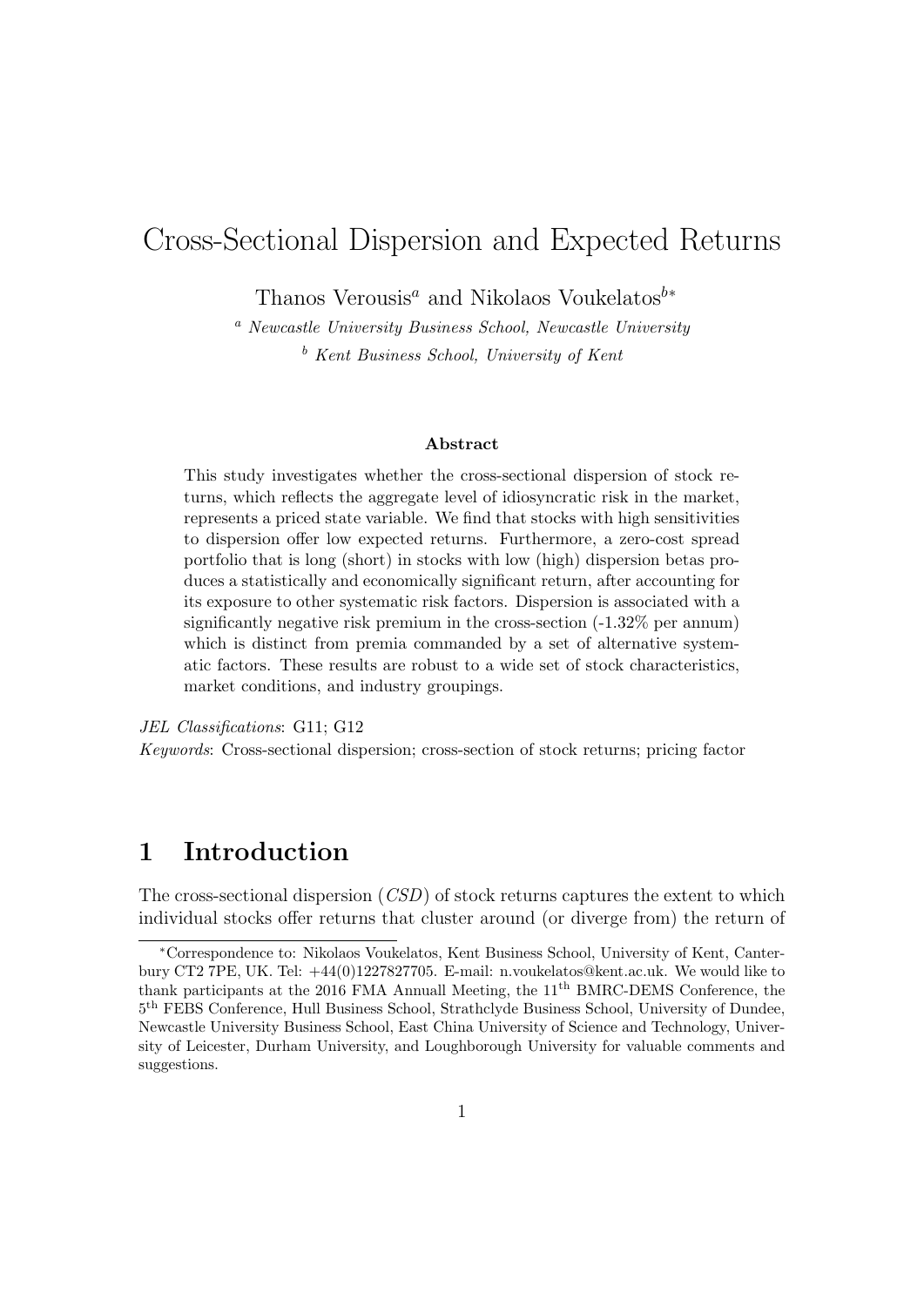# Cross-Sectional Dispersion and Expected Returns

Thanos Verousis[a] and Nikolaos Voukelatos[b*]

[a] *Newcastle University Business School, Newcastle University*

[b] *Kent Business School, University of Kent*

### Abstract

This study investigates whether the cross-sectional dispersion of stock returns, which reflects the aggregate level of idiosyncratic risk in the market, represents a priced state variable. We find that stocks with high sensitivities to dispersion offer low expected returns. Furthermore, a zero-cost spread portfolio that is long (short) in stocks with low (high) dispersion betas produces a statistically and economically significant return, after accounting for its exposure to other systematic risk factors. Dispersion is associated with a significantly negative risk premium in the cross-section (-1.32% per annum) which is distinct from premia commanded by a set of alternative systematic factors. These results are robust to a wide set of stock characteristics, market conditions, and industry groupings.

*JEL Classifications*: G11; G12

*Keywords*: Cross-sectional dispersion; cross-section of stock returns; pricing factor

## 1 Introduction

The cross-sectional dispersion (*CSD*) of stock returns captures the extent to which individual stocks offer returns that cluster around (or diverge from) the return of

---

*Correspondence to: Nikolaos Voukelatos, Kent Business School, University of Kent, Canterbury CT2 7PE, UK. Tel: +44(0)1227827705. E-mail: n.voukelatos@kent.ac.uk. We would like to thank participants at the 2016 FMA Annuall Meeting, the 11th BMRC-DEMS Conference, the 5th FEBS Conference, Hull Business School, Strathclyde Business School, University of Dundee, Newcastle University Business School, East China University of Science and Technology, University of Leicester, Durham University, and Loughborough University for valuable comments and suggestions.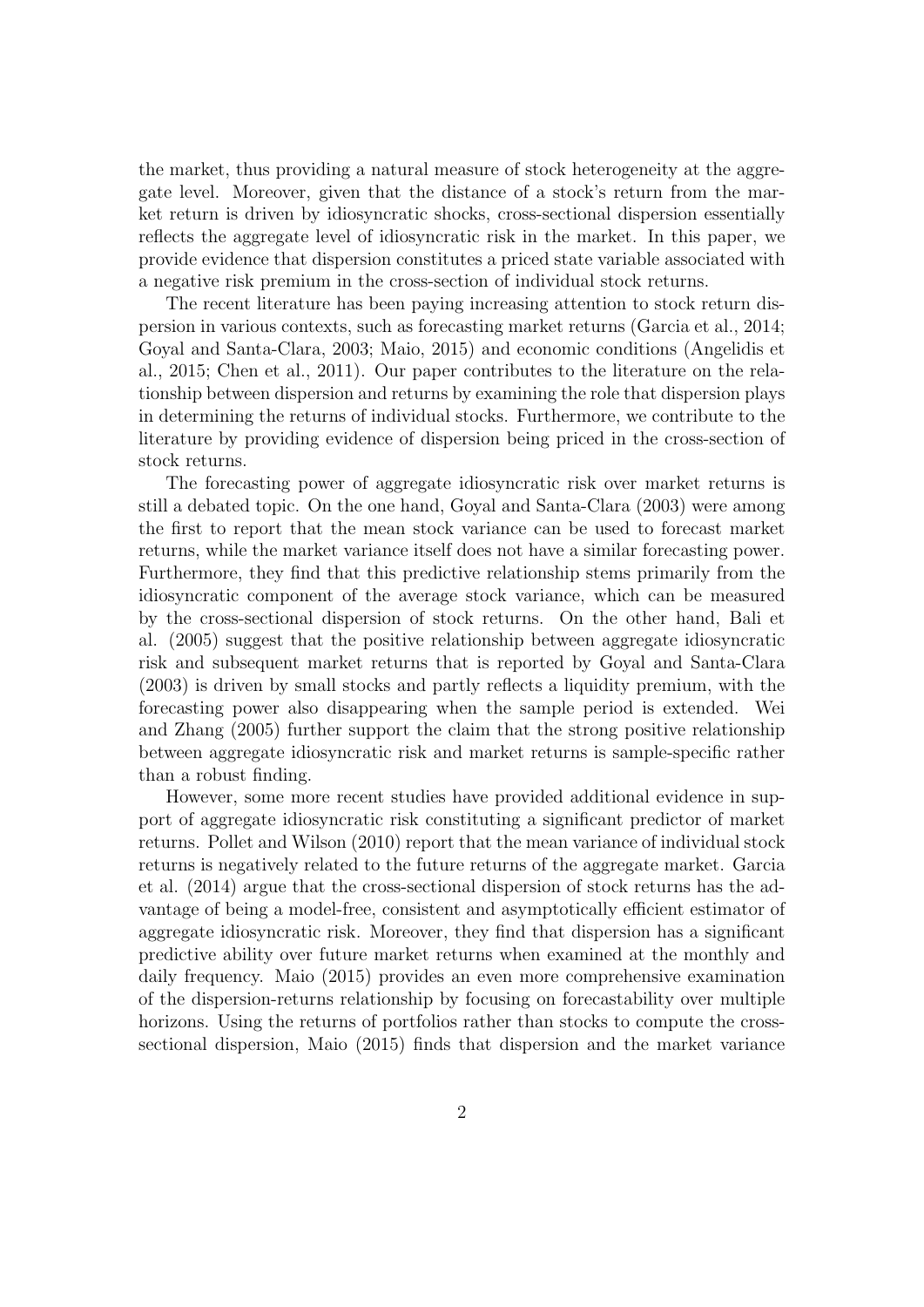the market, thus providing a natural measure of stock heterogeneity at the aggregate level. Moreover, given that the distance of a stock's return from the market return is driven by idiosyncratic shocks, cross-sectional dispersion essentially reflects the aggregate level of idiosyncratic risk in the market. In this paper, we provide evidence that dispersion constitutes a priced state variable associated with a negative risk premium in the cross-section of individual stock returns.

The recent literature has been paying increasing attention to stock return dispersion in various contexts, such as forecasting market returns (Garcia et al., 2014; Goyal and Santa-Clara, 2003; Maio, 2015) and economic conditions (Angelidis et al., 2015; Chen et al., 2011). Our paper contributes to the literature on the relationship between dispersion and returns by examining the role that dispersion plays in determining the returns of individual stocks. Furthermore, we contribute to the literature by providing evidence of dispersion being priced in the cross-section of stock returns.

The forecasting power of aggregate idiosyncratic risk over market returns is still a debated topic. On the one hand, Goyal and Santa-Clara (2003) were among the first to report that the mean stock variance can be used to forecast market returns, while the market variance itself does not have a similar forecasting power. Furthermore, they find that this predictive relationship stems primarily from the idiosyncratic component of the average stock variance, which can be measured by the cross-sectional dispersion of stock returns. On the other hand, Bali et al. (2005) suggest that the positive relationship between aggregate idiosyncratic risk and subsequent market returns that is reported by Goyal and Santa-Clara (2003) is driven by small stocks and partly reflects a liquidity premium, with the forecasting power also disappearing when the sample period is extended. Wei and Zhang (2005) further support the claim that the strong positive relationship between aggregate idiosyncratic risk and market returns is sample-specific rather than a robust finding.

However, some more recent studies have provided additional evidence in support of aggregate idiosyncratic risk constituting a significant predictor of market returns. Pollet and Wilson (2010) report that the mean variance of individual stock returns is negatively related to the future returns of the aggregate market. Garcia et al. (2014) argue that the cross-sectional dispersion of stock returns has the advantage of being a model-free, consistent and asymptotically efficient estimator of aggregate idiosyncratic risk. Moreover, they find that dispersion has a significant predictive ability over future market returns when examined at the monthly and daily frequency. Maio (2015) provides an even more comprehensive examination of the dispersion-returns relationship by focusing on forecastability over multiple horizons. Using the returns of portfolios rather than stocks to compute the cross-sectional dispersion, Maio (2015) finds that dispersion and the market variance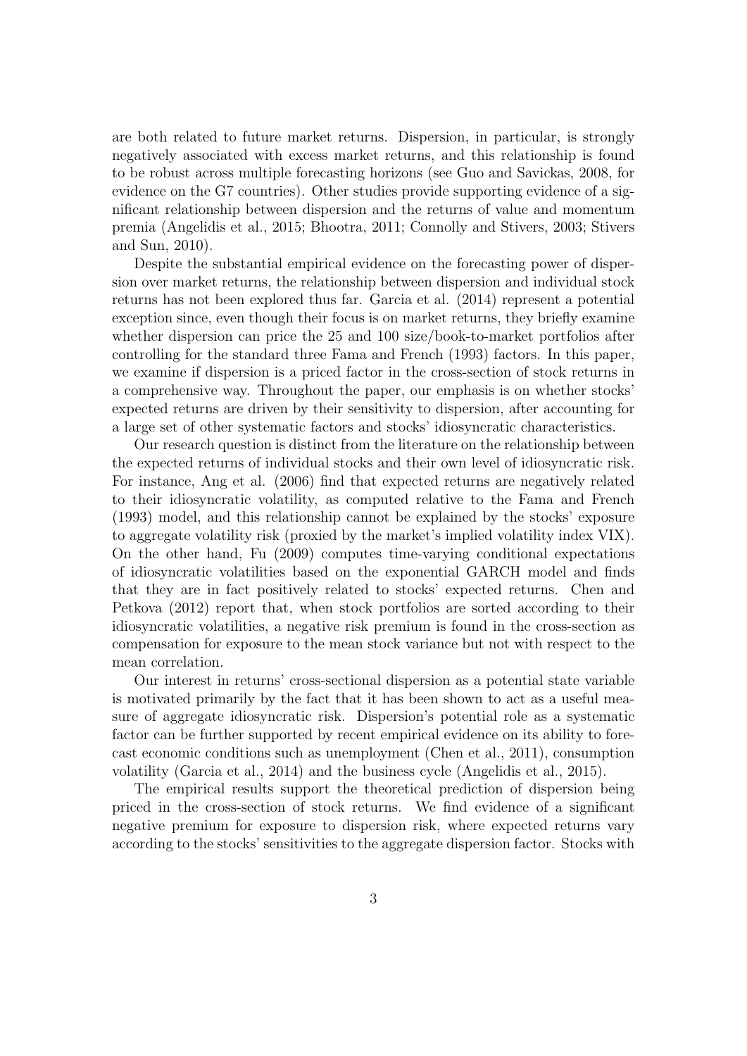are both related to future market returns. Dispersion, in particular, is strongly negatively associated with excess market returns, and this relationship is found to be robust across multiple forecasting horizons (see Guo and Savickas, 2008, for evidence on the G7 countries). Other studies provide supporting evidence of a significant relationship between dispersion and the returns of value and momentum premia (Angelidis et al., 2015; Bhootra, 2011; Connolly and Stivers, 2003; Stivers and Sun, 2010).

Despite the substantial empirical evidence on the forecasting power of dispersion over market returns, the relationship between dispersion and individual stock returns has not been explored thus far. Garcia et al. (2014) represent a potential exception since, even though their focus is on market returns, they briefly examine whether dispersion can price the 25 and 100 size/book-to-market portfolios after controlling for the standard three Fama and French (1993) factors. In this paper, we examine if dispersion is a priced factor in the cross-section of stock returns in a comprehensive way. Throughout the paper, our emphasis is on whether stocks' expected returns are driven by their sensitivity to dispersion, after accounting for a large set of other systematic factors and stocks' idiosyncratic characteristics.

Our research question is distinct from the literature on the relationship between the expected returns of individual stocks and their own level of idiosyncratic risk. For instance, Ang et al. (2006) find that expected returns are negatively related to their idiosyncratic volatility, as computed relative to the Fama and French (1993) model, and this relationship cannot be explained by the stocks' exposure to aggregate volatility risk (proxied by the market's implied volatility index VIX). On the other hand, Fu (2009) computes time-varying conditional expectations of idiosyncratic volatilities based on the exponential GARCH model and finds that they are in fact positively related to stocks' expected returns. Chen and Petkova (2012) report that, when stock portfolios are sorted according to their idiosyncratic volatilities, a negative risk premium is found in the cross-section as compensation for exposure to the mean stock variance but not with respect to the mean correlation.

Our interest in returns' cross-sectional dispersion as a potential state variable is motivated primarily by the fact that it has been shown to act as a useful measure of aggregate idiosyncratic risk. Dispersion's potential role as a systematic factor can be further supported by recent empirical evidence on its ability to forecast economic conditions such as unemployment (Chen et al., 2011), consumption volatility (Garcia et al., 2014) and the business cycle (Angelidis et al., 2015).

The empirical results support the theoretical prediction of dispersion being priced in the cross-section of stock returns. We find evidence of a significant negative premium for exposure to dispersion risk, where expected returns vary according to the stocks' sensitivities to the aggregate dispersion factor. Stocks with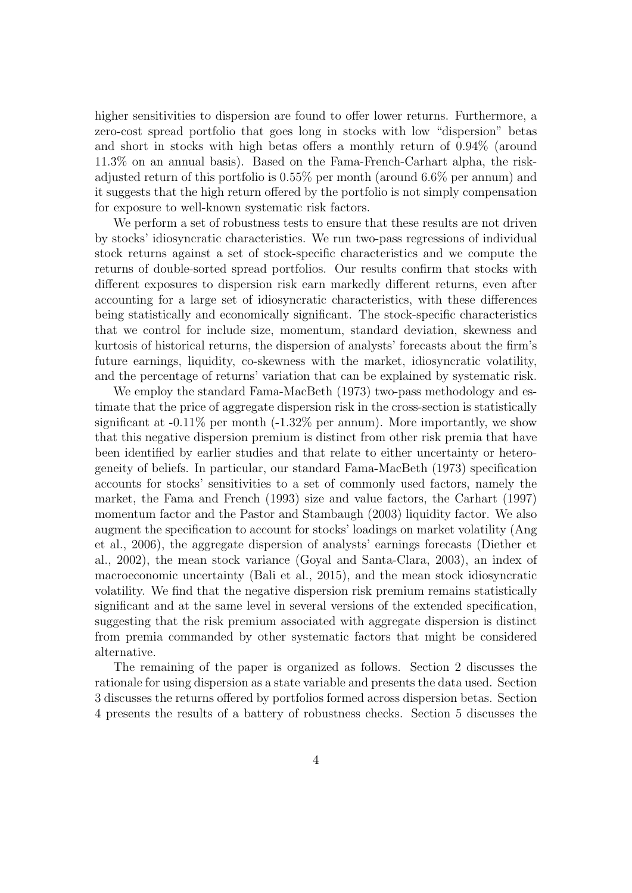higher sensitivities to dispersion are found to offer lower returns. Furthermore, a zero-cost spread portfolio that goes long in stocks with low "dispersion" betas and short in stocks with high betas offers a monthly return of 0.94% (around 11.3% on an annual basis). Based on the Fama-French-Carhart alpha, the risk-adjusted return of this portfolio is 0.55% per month (around 6.6% per annum) and it suggests that the high return offered by the portfolio is not simply compensation for exposure to well-known systematic risk factors.

We perform a set of robustness tests to ensure that these results are not driven by stocks' idiosyncratic characteristics. We run two-pass regressions of individual stock returns against a set of stock-specific characteristics and we compute the returns of double-sorted spread portfolios. Our results confirm that stocks with different exposures to dispersion risk earn markedly different returns, even after accounting for a large set of idiosyncratic characteristics, with these differences being statistically and economically significant. The stock-specific characteristics that we control for include size, momentum, standard deviation, skewness and kurtosis of historical returns, the dispersion of analysts' forecasts about the firm's future earnings, liquidity, co-skewness with the market, idiosyncratic volatility, and the percentage of returns' variation that can be explained by systematic risk.

We employ the standard Fama-MacBeth (1973) two-pass methodology and estimate that the price of aggregate dispersion risk in the cross-section is statistically significant at -0.11% per month (-1.32% per annum). More importantly, we show that this negative dispersion premium is distinct from other risk premia that have been identified by earlier studies and that relate to either uncertainty or heterogeneity of beliefs. In particular, our standard Fama-MacBeth (1973) specification accounts for stocks' sensitivities to a set of commonly used factors, namely the market, the Fama and French (1993) size and value factors, the Carhart (1997) momentum factor and the Pastor and Stambaugh (2003) liquidity factor. We also augment the specification to account for stocks' loadings on market volatility (Ang et al., 2006), the aggregate dispersion of analysts' earnings forecasts (Diether et al., 2002), the mean stock variance (Goyal and Santa-Clara, 2003), an index of macroeconomic uncertainty (Bali et al., 2015), and the mean stock idiosyncratic volatility. We find that the negative dispersion risk premium remains statistically significant and at the same level in several versions of the extended specification, suggesting that the risk premium associated with aggregate dispersion is distinct from premia commanded by other systematic factors that might be considered alternative.

The remaining of the paper is organized as follows. Section 2 discusses the rationale for using dispersion as a state variable and presents the data used. Section 3 discusses the returns offered by portfolios formed across dispersion betas. Section 4 presents the results of a battery of robustness checks. Section 5 discusses the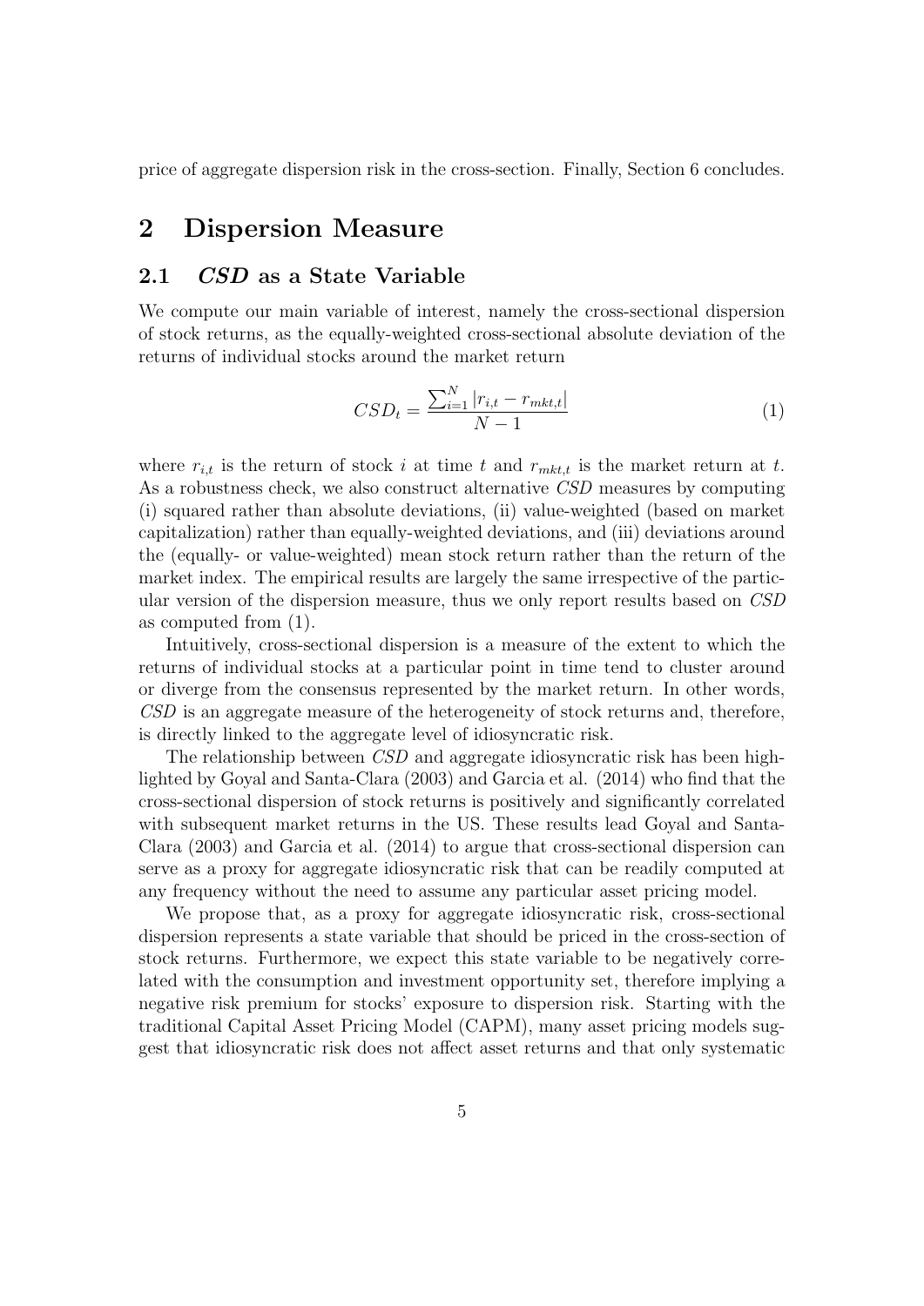price of aggregate dispersion risk in the cross-section. Finally, Section 6 concludes.

# 2 Dispersion Measure

## 2.1 *CSD* as a State Variable

We compute our main variable of interest, namely the cross-sectional dispersion of stock returns, as the equally-weighted cross-sectional absolute deviation of the returns of individual stocks around the market return

$$CSD_t = \frac{\sum_{i=1}^{N} |r_{i,t} - r_{mkt,t}|}{N-1} \tag{1}$$

where $r_{i,t}$ is the return of stock $i$ at time $t$ and $r_{mkt,t}$ is the market return at $t$. As a robustness check, we also construct alternative *CSD* measures by computing (i) squared rather than absolute deviations, (ii) value-weighted (based on market capitalization) rather than equally-weighted deviations, and (iii) deviations around the (equally- or value-weighted) mean stock return rather than the return of the market index. The empirical results are largely the same irrespective of the particular version of the dispersion measure, thus we only report results based on *CSD* as computed from (1).

Intuitively, cross-sectional dispersion is a measure of the extent to which the returns of individual stocks at a particular point in time tend to cluster around or diverge from the consensus represented by the market return. In other words, *CSD* is an aggregate measure of the heterogeneity of stock returns and, therefore, is directly linked to the aggregate level of idiosyncratic risk.

The relationship between *CSD* and aggregate idiosyncratic risk has been highlighted by Goyal and Santa-Clara (2003) and Garcia et al. (2014) who find that the cross-sectional dispersion of stock returns is positively and significantly correlated with subsequent market returns in the US. These results lead Goyal and Santa-Clara (2003) and Garcia et al. (2014) to argue that cross-sectional dispersion can serve as a proxy for aggregate idiosyncratic risk that can be readily computed at any frequency without the need to assume any particular asset pricing model.

We propose that, as a proxy for aggregate idiosyncratic risk, cross-sectional dispersion represents a state variable that should be priced in the cross-section of stock returns. Furthermore, we expect this state variable to be negatively correlated with the consumption and investment opportunity set, therefore implying a negative risk premium for stocks' exposure to dispersion risk. Starting with the traditional Capital Asset Pricing Model (CAPM), many asset pricing models suggest that idiosyncratic risk does not affect asset returns and that only systematic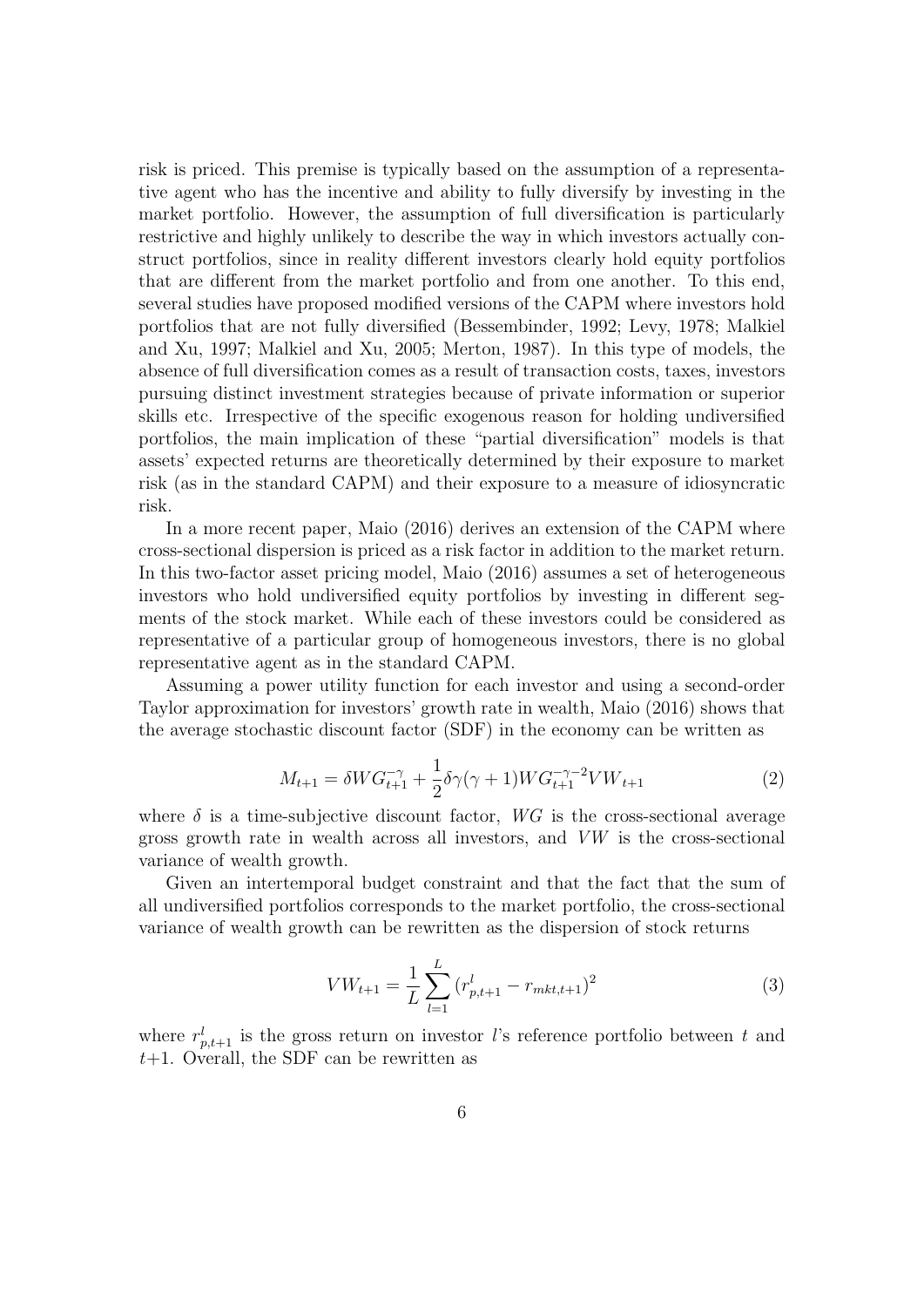risk is priced. This premise is typically based on the assumption of a representative agent who has the incentive and ability to fully diversify by investing in the market portfolio. However, the assumption of full diversification is particularly restrictive and highly unlikely to describe the way in which investors actually construct portfolios, since in reality different investors clearly hold equity portfolios that are different from the market portfolio and from one another. To this end, several studies have proposed modified versions of the CAPM where investors hold portfolios that are not fully diversified (Bessembinder, 1992; Levy, 1978; Malkiel and Xu, 1997; Malkiel and Xu, 2005; Merton, 1987). In this type of models, the absence of full diversification comes as a result of transaction costs, taxes, investors pursuing distinct investment strategies because of private information or superior skills etc. Irrespective of the specific exogenous reason for holding undiversified portfolios, the main implication of these "partial diversification" models is that assets' expected returns are theoretically determined by their exposure to market risk (as in the standard CAPM) and their exposure to a measure of idiosyncratic risk.

In a more recent paper, Maio (2016) derives an extension of the CAPM where cross-sectional dispersion is priced as a risk factor in addition to the market return. In this two-factor asset pricing model, Maio (2016) assumes a set of heterogeneous investors who hold undiversified equity portfolios by investing in different segments of the stock market. While each of these investors could be considered as representative of a particular group of homogeneous investors, there is no global representative agent as in the standard CAPM.

Assuming a power utility function for each investor and using a second-order Taylor approximation for investors' growth rate in wealth, Maio (2016) shows that the average stochastic discount factor (SDF) in the economy can be written as

$$M_{t+1} = \delta WG_{t+1}^{-\gamma} + \frac{1}{2}\delta\gamma(\gamma+1)WG_{t+1}^{-\gamma-2}VW_{t+1} \tag{2}$$

where $\delta$ is a time-subjective discount factor, $WG$ is the cross-sectional average gross growth rate in wealth across all investors, and $VW$ is the cross-sectional variance of wealth growth.

Given an intertemporal budget constraint and that the fact that the sum of all undiversified portfolios corresponds to the market portfolio, the cross-sectional variance of wealth growth can be rewritten as the dispersion of stock returns

$$VW_{t+1} = \frac{1}{L}\sum_{l=1}^{L}(r_{p,t+1}^{l} - r_{mkt,t+1})^2 \tag{3}$$

where $r_{p,t+1}^{l}$ is the gross return on investor $l$'s reference portfolio between $t$ and $t$+1. Overall, the SDF can be rewritten as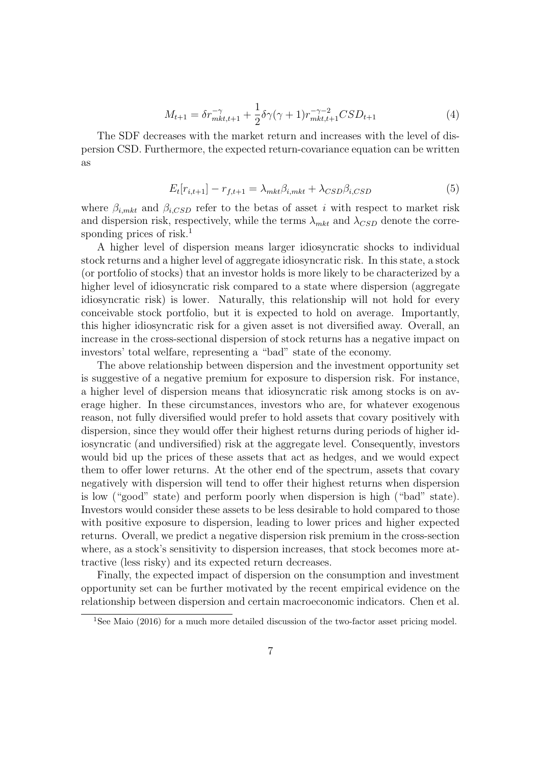$$M_{t+1} = \delta r_{mkt,t+1}^{-\gamma} + \frac{1}{2}\delta\gamma(\gamma+1)r_{mkt,t+1}^{-\gamma-2}CSD_{t+1} \tag{4}$$

The SDF decreases with the market return and increases with the level of dispersion CSD. Furthermore, the expected return-covariance equation can be written as

$$E_t[r_{i,t+1}] - r_{f,t+1} = \lambda_{mkt}\beta_{i,mkt} + \lambda_{CSD}\beta_{i,CSD} \tag{5}$$

where $\beta_{i,mkt}$ and $\beta_{i,CSD}$ refer to the betas of asset $i$ with respect to market risk and dispersion risk, respectively, while the terms $\lambda_{mkt}$ and $\lambda_{CSD}$ denote the corresponding prices of risk.[1]

A higher level of dispersion means larger idiosyncratic shocks to individual stock returns and a higher level of aggregate idiosyncratic risk. In this state, a stock (or portfolio of stocks) that an investor holds is more likely to be characterized by a higher level of idiosyncratic risk compared to a state where dispersion (aggregate idiosyncratic risk) is lower. Naturally, this relationship will not hold for every conceivable stock portfolio, but it is expected to hold on average. Importantly, this higher idiosyncratic risk for a given asset is not diversified away. Overall, an increase in the cross-sectional dispersion of stock returns has a negative impact on investors' total welfare, representing a "bad" state of the economy.

The above relationship between dispersion and the investment opportunity set is suggestive of a negative premium for exposure to dispersion risk. For instance, a higher level of dispersion means that idiosyncratic risk among stocks is on average higher. In these circumstances, investors who are, for whatever exogenous reason, not fully diversified would prefer to hold assets that covary positively with dispersion, since they would offer their highest returns during periods of higher idiosyncratic (and undiversified) risk at the aggregate level. Consequently, investors would bid up the prices of these assets that act as hedges, and we would expect them to offer lower returns. At the other end of the spectrum, assets that covary negatively with dispersion will tend to offer their highest returns when dispersion is low ("good" state) and perform poorly when dispersion is high ("bad" state). Investors would consider these assets to be less desirable to hold compared to those with positive exposure to dispersion, leading to lower prices and higher expected returns. Overall, we predict a negative dispersion risk premium in the cross-section where, as a stock's sensitivity to dispersion increases, that stock becomes more attractive (less risky) and its expected return decreases.

Finally, the expected impact of dispersion on the consumption and investment opportunity set can be further motivated by the recent empirical evidence on the relationship between dispersion and certain macroeconomic indicators. Chen et al.

[1] See Maio (2016) for a much more detailed discussion of the two-factor asset pricing model.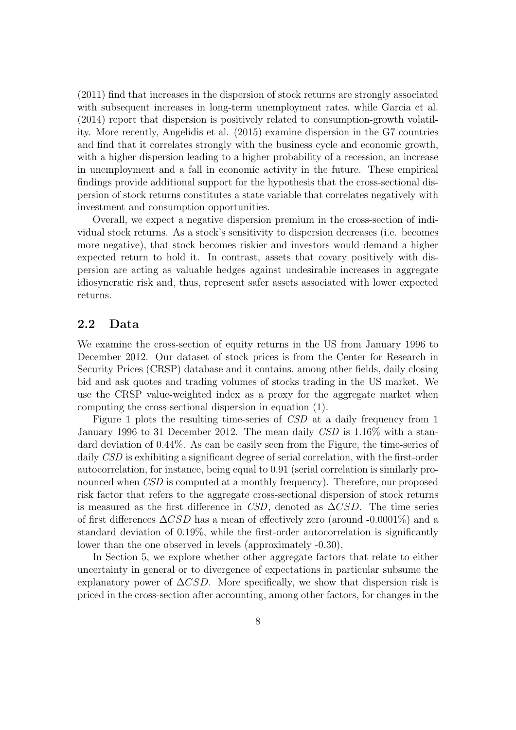(2011) find that increases in the dispersion of stock returns are strongly associated with subsequent increases in long-term unemployment rates, while Garcia et al. (2014) report that dispersion is positively related to consumption-growth volatility. More recently, Angelidis et al. (2015) examine dispersion in the G7 countries and find that it correlates strongly with the business cycle and economic growth, with a higher dispersion leading to a higher probability of a recession, an increase in unemployment and a fall in economic activity in the future. These empirical findings provide additional support for the hypothesis that the cross-sectional dispersion of stock returns constitutes a state variable that correlates negatively with investment and consumption opportunities.

Overall, we expect a negative dispersion premium in the cross-section of individual stock returns. As a stock's sensitivity to dispersion decreases (i.e. becomes more negative), that stock becomes riskier and investors would demand a higher expected return to hold it. In contrast, assets that covary positively with dispersion are acting as valuable hedges against undesirable increases in aggregate idiosyncratic risk and, thus, represent safer assets associated with lower expected returns.

## 2.2 Data

We examine the cross-section of equity returns in the US from January 1996 to December 2012. Our dataset of stock prices is from the Center for Research in Security Prices (CRSP) database and it contains, among other fields, daily closing bid and ask quotes and trading volumes of stocks trading in the US market. We use the CRSP value-weighted index as a proxy for the aggregate market when computing the cross-sectional dispersion in equation (1).

Figure 1 plots the resulting time-series of *CSD* at a daily frequency from 1 January 1996 to 31 December 2012. The mean daily *CSD* is 1.16% with a standard deviation of 0.44%. As can be easily seen from the Figure, the time-series of daily *CSD* is exhibiting a significant degree of serial correlation, with the first-order autocorrelation, for instance, being equal to 0.91 (serial correlation is similarly pronounced when *CSD* is computed at a monthly frequency). Therefore, our proposed risk factor that refers to the aggregate cross-sectional dispersion of stock returns is measured as the first difference in *CSD*, denoted as $\Delta CSD$. The time series of first differences $\Delta CSD$ has a mean of effectively zero (around -0.0001%) and a standard deviation of 0.19%, while the first-order autocorrelation is significantly lower than the one observed in levels (approximately -0.30).

In Section 5, we explore whether other aggregate factors that relate to either uncertainty in general or to divergence of expectations in particular subsume the explanatory power of $\Delta CSD$. More specifically, we show that dispersion risk is priced in the cross-section after accounting, among other factors, for changes in the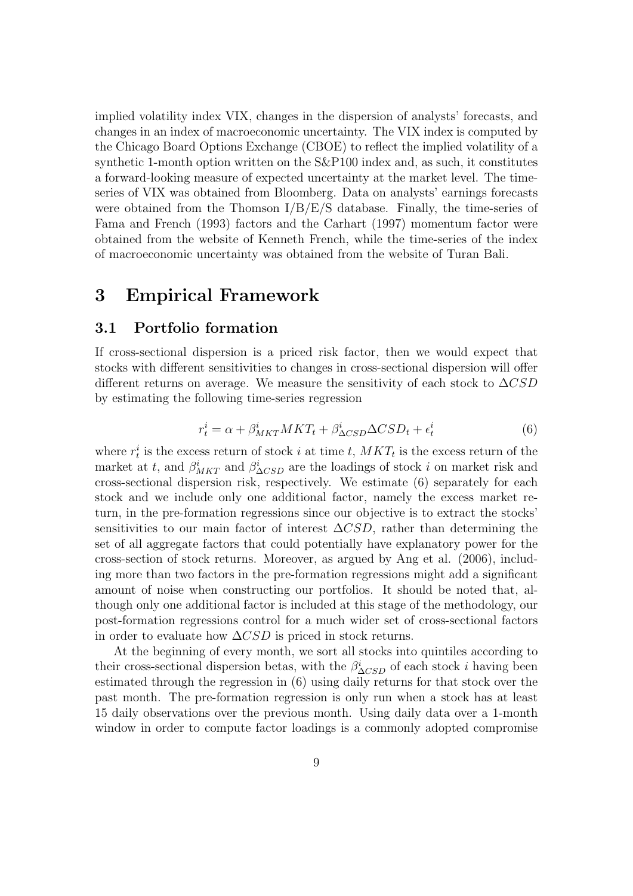implied volatility index VIX, changes in the dispersion of analysts' forecasts, and changes in an index of macroeconomic uncertainty. The VIX index is computed by the Chicago Board Options Exchange (CBOE) to reflect the implied volatility of a synthetic 1-month option written on the S&P100 index and, as such, it constitutes a forward-looking measure of expected uncertainty at the market level. The time-series of VIX was obtained from Bloomberg. Data on analysts' earnings forecasts were obtained from the Thomson I/B/E/S database. Finally, the time-series of Fama and French (1993) factors and the Carhart (1997) momentum factor were obtained from the website of Kenneth French, while the time-series of the index of macroeconomic uncertainty was obtained from the website of Turan Bali.

# 3 Empirical Framework

## 3.1 Portfolio formation

If cross-sectional dispersion is a priced risk factor, then we would expect that stocks with different sensitivities to changes in cross-sectional dispersion will offer different returns on average. We measure the sensitivity of each stock to $\Delta CSD$ by estimating the following time-series regression

$$r_t^i = \alpha + \beta_{MKT}^i MKT_t + \beta_{\Delta CSD}^i \Delta CSD_t + \epsilon_t^i \tag{6}$$

where $r_t^i$ is the excess return of stock $i$ at time $t$, $MKT_t$ is the excess return of the market at $t$, and $\beta_{MKT}^i$ and $\beta_{\Delta CSD}^i$ are the loadings of stock $i$ on market risk and cross-sectional dispersion risk, respectively. We estimate (6) separately for each stock and we include only one additional factor, namely the excess market return, in the pre-formation regressions since our objective is to extract the stocks' sensitivities to our main factor of interest $\Delta CSD$, rather than determining the set of all aggregate factors that could potentially have explanatory power for the cross-section of stock returns. Moreover, as argued by Ang et al. (2006), including more than two factors in the pre-formation regressions might add a significant amount of noise when constructing our portfolios. It should be noted that, although only one additional factor is included at this stage of the methodology, our post-formation regressions control for a much wider set of cross-sectional factors in order to evaluate how $\Delta CSD$ is priced in stock returns.

At the beginning of every month, we sort all stocks into quintiles according to their cross-sectional dispersion betas, with the $\beta_{\Delta CSD}^i$ of each stock $i$ having been estimated through the regression in (6) using daily returns for that stock over the past month. The pre-formation regression is only run when a stock has at least 15 daily observations over the previous month. Using daily data over a 1-month window in order to compute factor loadings is a commonly adopted compromise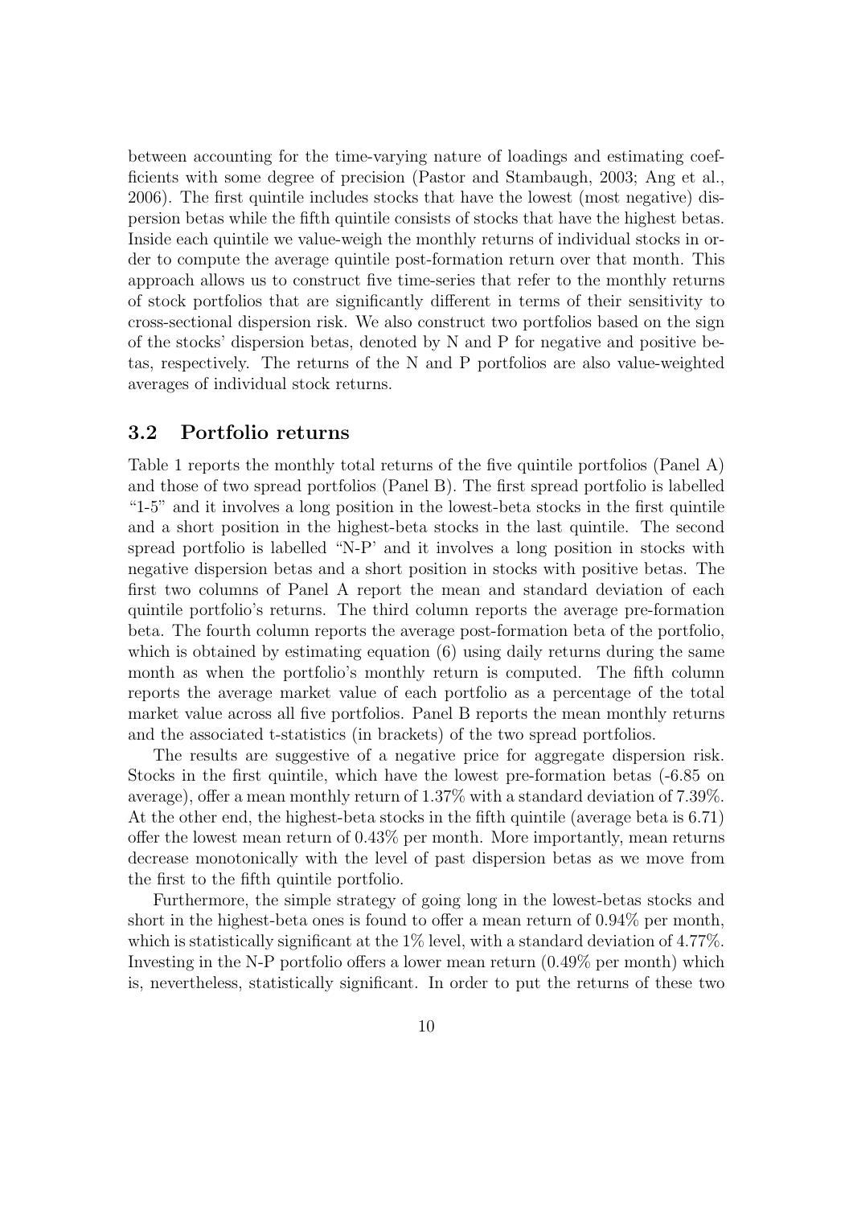between accounting for the time-varying nature of loadings and estimating coefficients with some degree of precision (Pastor and Stambaugh, 2003; Ang et al., 2006). The first quintile includes stocks that have the lowest (most negative) dispersion betas while the fifth quintile consists of stocks that have the highest betas. Inside each quintile we value-weigh the monthly returns of individual stocks in order to compute the average quintile post-formation return over that month. This approach allows us to construct five time-series that refer to the monthly returns of stock portfolios that are significantly different in terms of their sensitivity to cross-sectional dispersion risk. We also construct two portfolios based on the sign of the stocks' dispersion betas, denoted by N and P for negative and positive betas, respectively. The returns of the N and P portfolios are also value-weighted averages of individual stock returns.

## 3.2 Portfolio returns

Table 1 reports the monthly total returns of the five quintile portfolios (Panel A) and those of two spread portfolios (Panel B). The first spread portfolio is labelled "1-5" and it involves a long position in the lowest-beta stocks in the first quintile and a short position in the highest-beta stocks in the last quintile. The second spread portfolio is labelled "N-P' and it involves a long position in stocks with negative dispersion betas and a short position in stocks with positive betas. The first two columns of Panel A report the mean and standard deviation of each quintile portfolio's returns. The third column reports the average pre-formation beta. The fourth column reports the average post-formation beta of the portfolio, which is obtained by estimating equation (6) using daily returns during the same month as when the portfolio's monthly return is computed. The fifth column reports the average market value of each portfolio as a percentage of the total market value across all five portfolios. Panel B reports the mean monthly returns and the associated t-statistics (in brackets) of the two spread portfolios.

The results are suggestive of a negative price for aggregate dispersion risk. Stocks in the first quintile, which have the lowest pre-formation betas (-6.85 on average), offer a mean monthly return of 1.37% with a standard deviation of 7.39%. At the other end, the highest-beta stocks in the fifth quintile (average beta is 6.71) offer the lowest mean return of 0.43% per month. More importantly, mean returns decrease monotonically with the level of past dispersion betas as we move from the first to the fifth quintile portfolio.

Furthermore, the simple strategy of going long in the lowest-betas stocks and short in the highest-beta ones is found to offer a mean return of 0.94% per month, which is statistically significant at the 1% level, with a standard deviation of 4.77%. Investing in the N-P portfolio offers a lower mean return (0.49% per month) which is, nevertheless, statistically significant. In order to put the returns of these two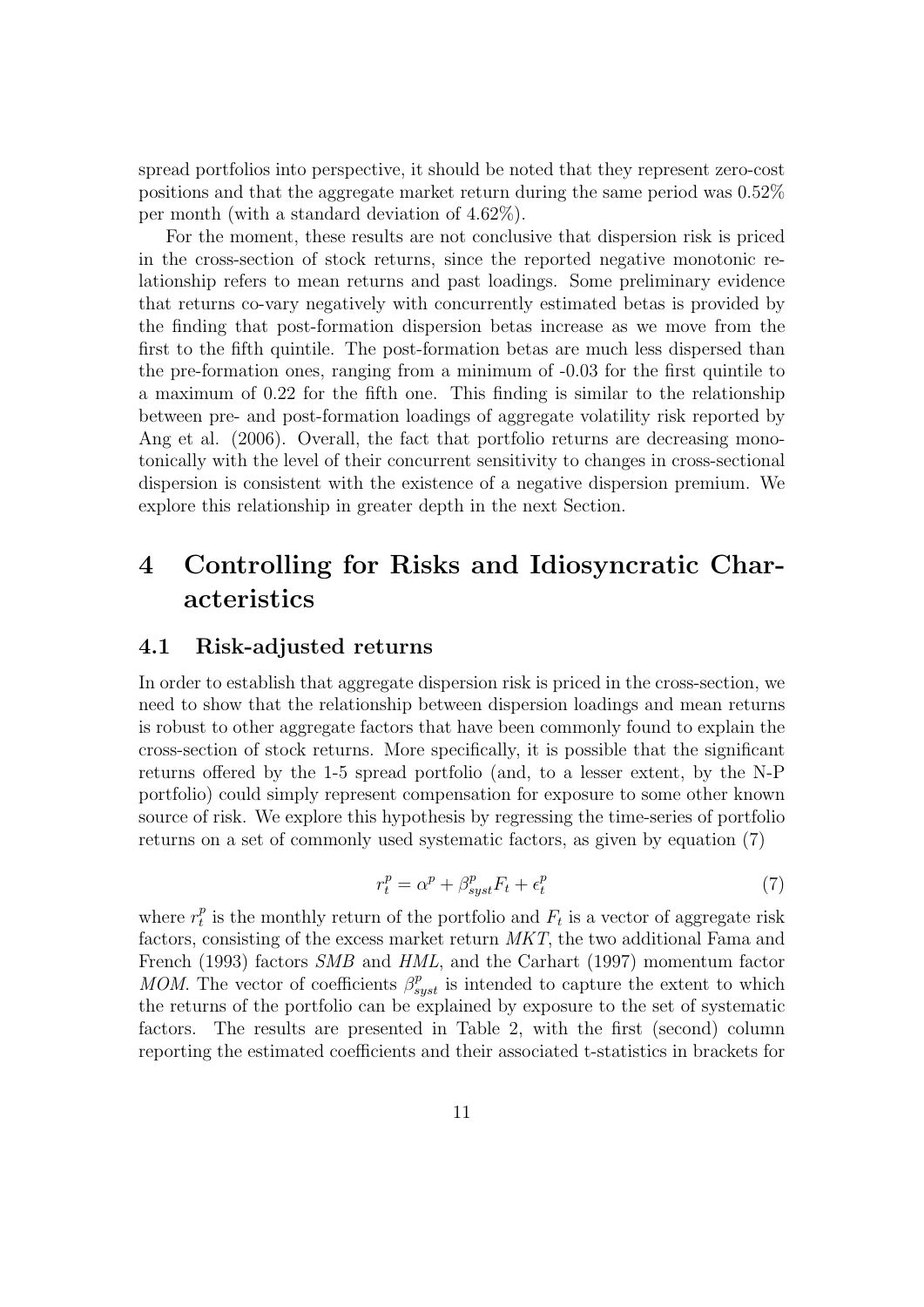spread portfolios into perspective, it should be noted that they represent zero-cost positions and that the aggregate market return during the same period was 0.52% per month (with a standard deviation of 4.62%).

For the moment, these results are not conclusive that dispersion risk is priced in the cross-section of stock returns, since the reported negative monotonic relationship refers to mean returns and past loadings. Some preliminary evidence that returns co-vary negatively with concurrently estimated betas is provided by the finding that post-formation dispersion betas increase as we move from the first to the fifth quintile. The post-formation betas are much less dispersed than the pre-formation ones, ranging from a minimum of -0.03 for the first quintile to a maximum of 0.22 for the fifth one. This finding is similar to the relationship between pre- and post-formation loadings of aggregate volatility risk reported by Ang et al. (2006). Overall, the fact that portfolio returns are decreasing monotonically with the level of their concurrent sensitivity to changes in cross-sectional dispersion is consistent with the existence of a negative dispersion premium. We explore this relationship in greater depth in the next Section.

# 4 Controlling for Risks and Idiosyncratic Characteristics

## 4.1 Risk-adjusted returns

In order to establish that aggregate dispersion risk is priced in the cross-section, we need to show that the relationship between dispersion loadings and mean returns is robust to other aggregate factors that have been commonly found to explain the cross-section of stock returns. More specifically, it is possible that the significant returns offered by the 1-5 spread portfolio (and, to a lesser extent, by the N-P portfolio) could simply represent compensation for exposure to some other known source of risk. We explore this hypothesis by regressing the time-series of portfolio returns on a set of commonly used systematic factors, as given by equation (7)

$$r_t^p = \alpha^p + \beta_{syst}^p F_t + \epsilon_t^p \tag{7}$$

where $r_t^p$ is the monthly return of the portfolio and $F_t$ is a vector of aggregate risk factors, consisting of the excess market return *MKT*, the two additional Fama and French (1993) factors *SMB* and *HML*, and the Carhart (1997) momentum factor *MOM*. The vector of coefficients $\beta_{syst}^p$ is intended to capture the extent to which the returns of the portfolio can be explained by exposure to the set of systematic factors. The results are presented in Table 2, with the first (second) column reporting the estimated coefficients and their associated t-statistics in brackets for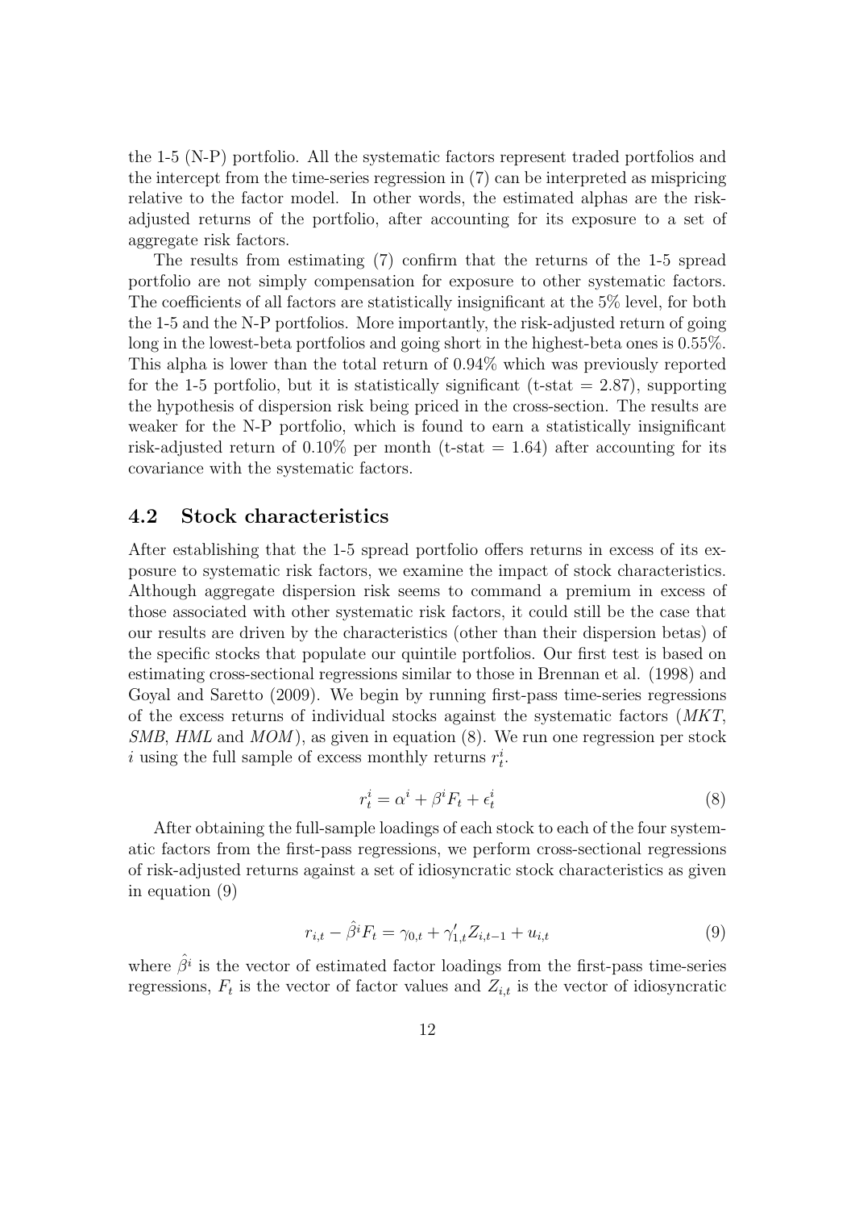the 1-5 (N-P) portfolio. All the systematic factors represent traded portfolios and the intercept from the time-series regression in (7) can be interpreted as mispricing relative to the factor model. In other words, the estimated alphas are the risk-adjusted returns of the portfolio, after accounting for its exposure to a set of aggregate risk factors.

The results from estimating (7) confirm that the returns of the 1-5 spread portfolio are not simply compensation for exposure to other systematic factors. The coefficients of all factors are statistically insignificant at the 5% level, for both the 1-5 and the N-P portfolios. More importantly, the risk-adjusted return of going long in the lowest-beta portfolios and going short in the highest-beta ones is 0.55%. This alpha is lower than the total return of 0.94% which was previously reported for the 1-5 portfolio, but it is statistically significant (t-stat = 2.87), supporting the hypothesis of dispersion risk being priced in the cross-section. The results are weaker for the N-P portfolio, which is found to earn a statistically insignificant risk-adjusted return of 0.10% per month (t-stat = 1.64) after accounting for its covariance with the systematic factors.

## 4.2 Stock characteristics

After establishing that the 1-5 spread portfolio offers returns in excess of its exposure to systematic risk factors, we examine the impact of stock characteristics. Although aggregate dispersion risk seems to command a premium in excess of those associated with other systematic risk factors, it could still be the case that our results are driven by the characteristics (other than their dispersion betas) of the specific stocks that populate our quintile portfolios. Our first test is based on estimating cross-sectional regressions similar to those in Brennan et al. (1998) and Goyal and Saretto (2009). We begin by running first-pass time-series regressions of the excess returns of individual stocks against the systematic factors (*MKT*, *SMB*, *HML* and *MOM*), as given in equation (8). We run one regression per stock $i$ using the full sample of excess monthly returns $r_t^i$.

$$r_t^i = \alpha^i + \beta^i F_t + \epsilon_t^i \tag{8}$$

After obtaining the full-sample loadings of each stock to each of the four systematic factors from the first-pass regressions, we perform cross-sectional regressions of risk-adjusted returns against a set of idiosyncratic stock characteristics as given in equation (9)

$$r_{i,t} - \hat{\beta}^i F_t = \gamma_{0,t} + \gamma_{1,t}' Z_{i,t-1} + u_{i,t} \tag{9}$$

where $\hat{\beta}^i$ is the vector of estimated factor loadings from the first-pass time-series regressions, $F_t$ is the vector of factor values and $Z_{i,t}$ is the vector of idiosyncratic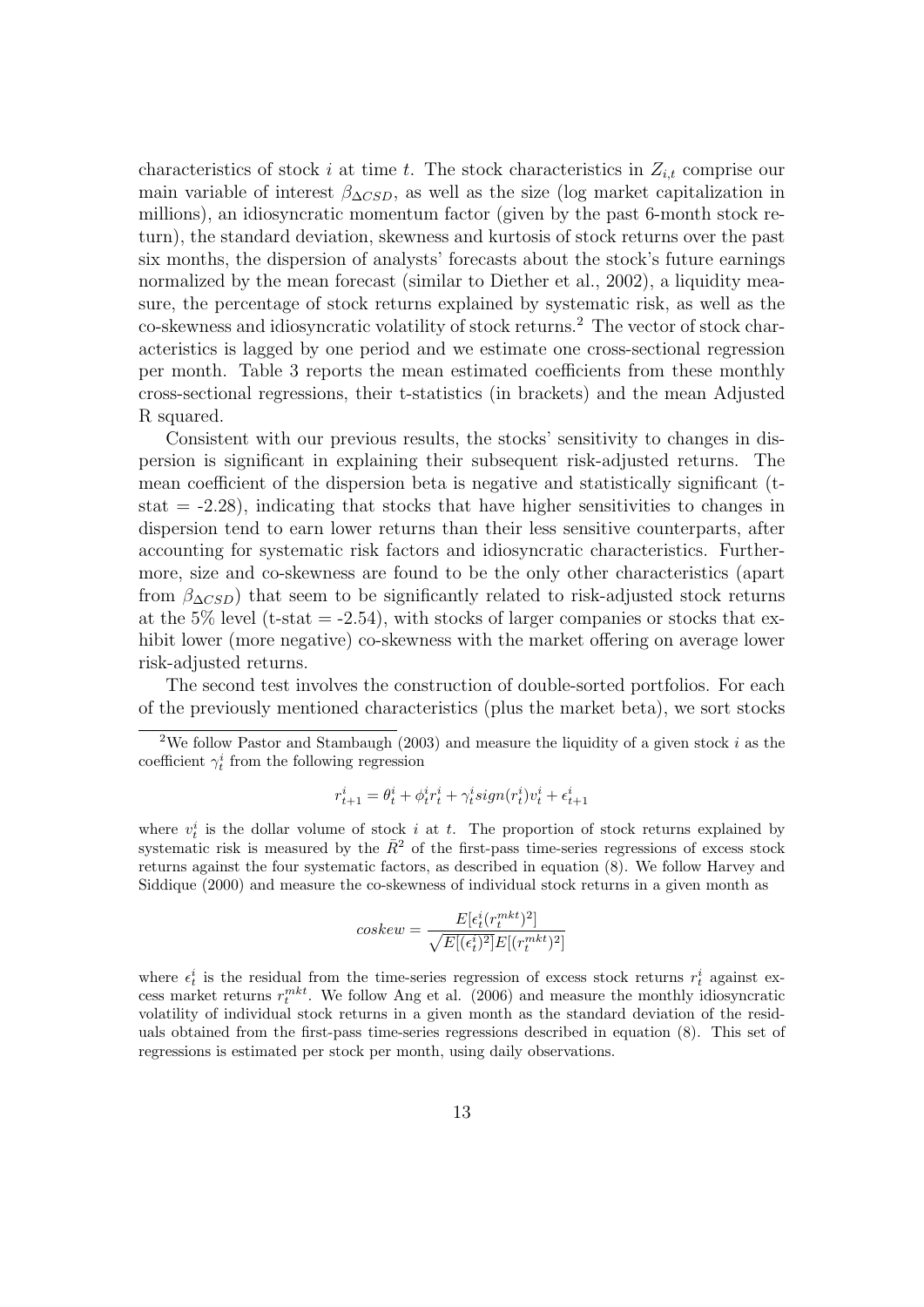characteristics of stock $i$ at time $t$. The stock characteristics in $Z_{i,t}$ comprise our main variable of interest $\beta_{\Delta CSD}$, as well as the size (log market capitalization in millions), an idiosyncratic momentum factor (given by the past 6-month stock return), the standard deviation, skewness and kurtosis of stock returns over the past six months, the dispersion of analysts' forecasts about the stock's future earnings normalized by the mean forecast (similar to Diether et al., 2002), a liquidity measure, the percentage of stock returns explained by systematic risk, as well as the co-skewness and idiosyncratic volatility of stock returns.[2] The vector of stock characteristics is lagged by one period and we estimate one cross-sectional regression per month. Table 3 reports the mean estimated coefficients from these monthly cross-sectional regressions, their t-statistics (in brackets) and the mean Adjusted R squared.

Consistent with our previous results, the stocks' sensitivity to changes in dispersion is significant in explaining their subsequent risk-adjusted returns. The mean coefficient of the dispersion beta is negative and statistically significant (t-stat = -2.28), indicating that stocks that have higher sensitivities to changes in dispersion tend to earn lower returns than their less sensitive counterparts, after accounting for systematic risk factors and idiosyncratic characteristics. Furthermore, size and co-skewness are found to be the only other characteristics (apart from $\beta_{\Delta CSD}$) that seem to be significantly related to risk-adjusted stock returns at the 5% level (t-stat = -2.54), with stocks of larger companies or stocks that exhibit lower (more negative) co-skewness with the market offering on average lower risk-adjusted returns.

The second test involves the construction of double-sorted portfolios. For each of the previously mentioned characteristics (plus the market beta), we sort stocks

---

[2] We follow Pastor and Stambaugh (2003) and measure the liquidity of a given stock $i$ as the coefficient $\gamma_t^i$ from the following regression

$$r_{t+1}^i = \theta_t^i + \phi_t^i r_t^i + \gamma_t^i sign(r_t^i) v_t^i + \epsilon_{t+1}^i$$

where $v_t^i$ is the dollar volume of stock $i$ at $t$. The proportion of stock returns explained by systematic risk is measured by the $\bar{R}^2$ of the first-pass time-series regressions of excess stock returns against the four systematic factors, as described in equation (8). We follow Harvey and Siddique (2000) and measure the co-skewness of individual stock returns in a given month as

$$coskew = \frac{E[\epsilon_t^i (r_t^{mkt})^2]}{\sqrt{E[(\epsilon_t^i)^2]}E[(r_t^{mkt})^2]}$$

where $\epsilon_t^i$ is the residual from the time-series regression of excess stock returns $r_t^i$ against excess market returns $r_t^{mkt}$. We follow Ang et al. (2006) and measure the monthly idiosyncratic volatility of individual stock returns in a given month as the standard deviation of the residuals obtained from the first-pass time-series regressions described in equation (8). This set of regressions is estimated per stock per month, using daily observations.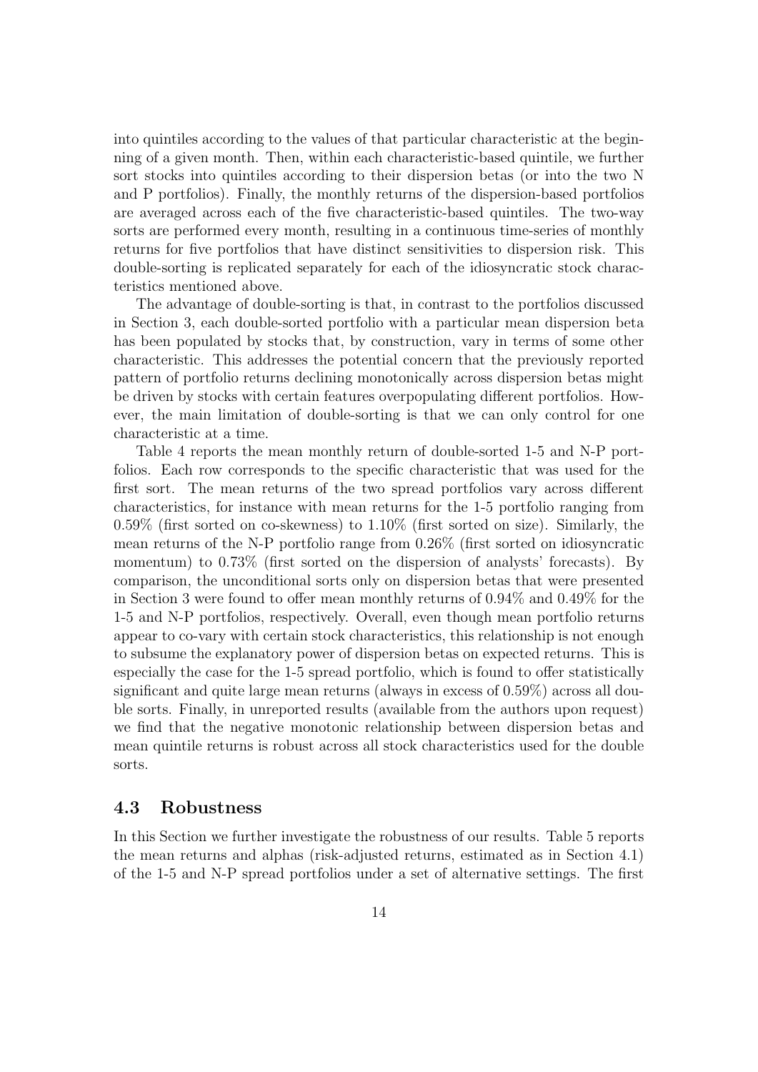into quintiles according to the values of that particular characteristic at the beginning of a given month. Then, within each characteristic-based quintile, we further sort stocks into quintiles according to their dispersion betas (or into the two N and P portfolios). Finally, the monthly returns of the dispersion-based portfolios are averaged across each of the five characteristic-based quintiles. The two-way sorts are performed every month, resulting in a continuous time-series of monthly returns for five portfolios that have distinct sensitivities to dispersion risk. This double-sorting is replicated separately for each of the idiosyncratic stock characteristics mentioned above.

The advantage of double-sorting is that, in contrast to the portfolios discussed in Section 3, each double-sorted portfolio with a particular mean dispersion beta has been populated by stocks that, by construction, vary in terms of some other characteristic. This addresses the potential concern that the previously reported pattern of portfolio returns declining monotonically across dispersion betas might be driven by stocks with certain features overpopulating different portfolios. However, the main limitation of double-sorting is that we can only control for one characteristic at a time.

Table 4 reports the mean monthly return of double-sorted 1-5 and N-P portfolios. Each row corresponds to the specific characteristic that was used for the first sort. The mean returns of the two spread portfolios vary across different characteristics, for instance with mean returns for the 1-5 portfolio ranging from 0.59% (first sorted on co-skewness) to 1.10% (first sorted on size). Similarly, the mean returns of the N-P portfolio range from 0.26% (first sorted on idiosyncratic momentum) to 0.73% (first sorted on the dispersion of analysts' forecasts). By comparison, the unconditional sorts only on dispersion betas that were presented in Section 3 were found to offer mean monthly returns of 0.94% and 0.49% for the 1-5 and N-P portfolios, respectively. Overall, even though mean portfolio returns appear to co-vary with certain stock characteristics, this relationship is not enough to subsume the explanatory power of dispersion betas on expected returns. This is especially the case for the 1-5 spread portfolio, which is found to offer statistically significant and quite large mean returns (always in excess of 0.59%) across all double sorts. Finally, in unreported results (available from the authors upon request) we find that the negative monotonic relationship between dispersion betas and mean quintile returns is robust across all stock characteristics used for the double sorts.

### 4.3 Robustness

In this Section we further investigate the robustness of our results. Table 5 reports the mean returns and alphas (risk-adjusted returns, estimated as in Section 4.1) of the 1-5 and N-P spread portfolios under a set of alternative settings. The first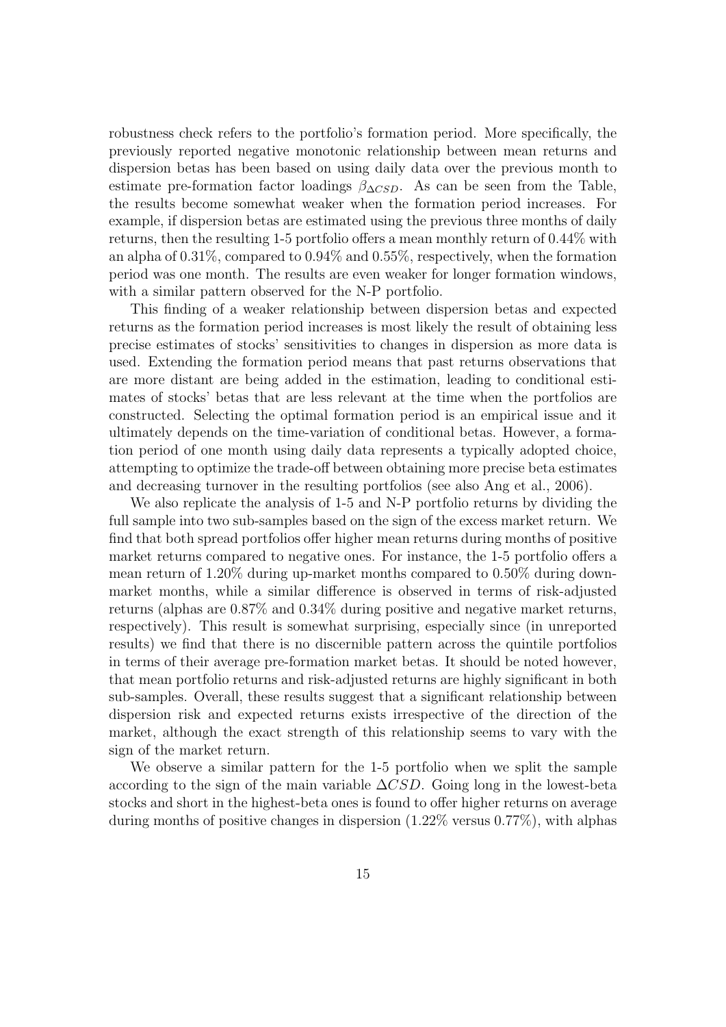robustness check refers to the portfolio's formation period. More specifically, the previously reported negative monotonic relationship between mean returns and dispersion betas has been based on using daily data over the previous month to estimate pre-formation factor loadings $\beta_{\Delta CSD}$. As can be seen from the Table, the results become somewhat weaker when the formation period increases. For example, if dispersion betas are estimated using the previous three months of daily returns, then the resulting 1-5 portfolio offers a mean monthly return of 0.44% with an alpha of 0.31%, compared to 0.94% and 0.55%, respectively, when the formation period was one month. The results are even weaker for longer formation windows, with a similar pattern observed for the N-P portfolio.

This finding of a weaker relationship between dispersion betas and expected returns as the formation period increases is most likely the result of obtaining less precise estimates of stocks' sensitivities to changes in dispersion as more data is used. Extending the formation period means that past returns observations that are more distant are being added in the estimation, leading to conditional estimates of stocks' betas that are less relevant at the time when the portfolios are constructed. Selecting the optimal formation period is an empirical issue and it ultimately depends on the time-variation of conditional betas. However, a formation period of one month using daily data represents a typically adopted choice, attempting to optimize the trade-off between obtaining more precise beta estimates and decreasing turnover in the resulting portfolios (see also Ang et al., 2006).

We also replicate the analysis of 1-5 and N-P portfolio returns by dividing the full sample into two sub-samples based on the sign of the excess market return. We find that both spread portfolios offer higher mean returns during months of positive market returns compared to negative ones. For instance, the 1-5 portfolio offers a mean return of 1.20% during up-market months compared to 0.50% during down-market months, while a similar difference is observed in terms of risk-adjusted returns (alphas are 0.87% and 0.34% during positive and negative market returns, respectively). This result is somewhat surprising, especially since (in unreported results) we find that there is no discernible pattern across the quintile portfolios in terms of their average pre-formation market betas. It should be noted however, that mean portfolio returns and risk-adjusted returns are highly significant in both sub-samples. Overall, these results suggest that a significant relationship between dispersion risk and expected returns exists irrespective of the direction of the market, although the exact strength of this relationship seems to vary with the sign of the market return.

We observe a similar pattern for the 1-5 portfolio when we split the sample according to the sign of the main variable $\Delta CSD$. Going long in the lowest-beta stocks and short in the highest-beta ones is found to offer higher returns on average during months of positive changes in dispersion (1.22% versus 0.77%), with alphas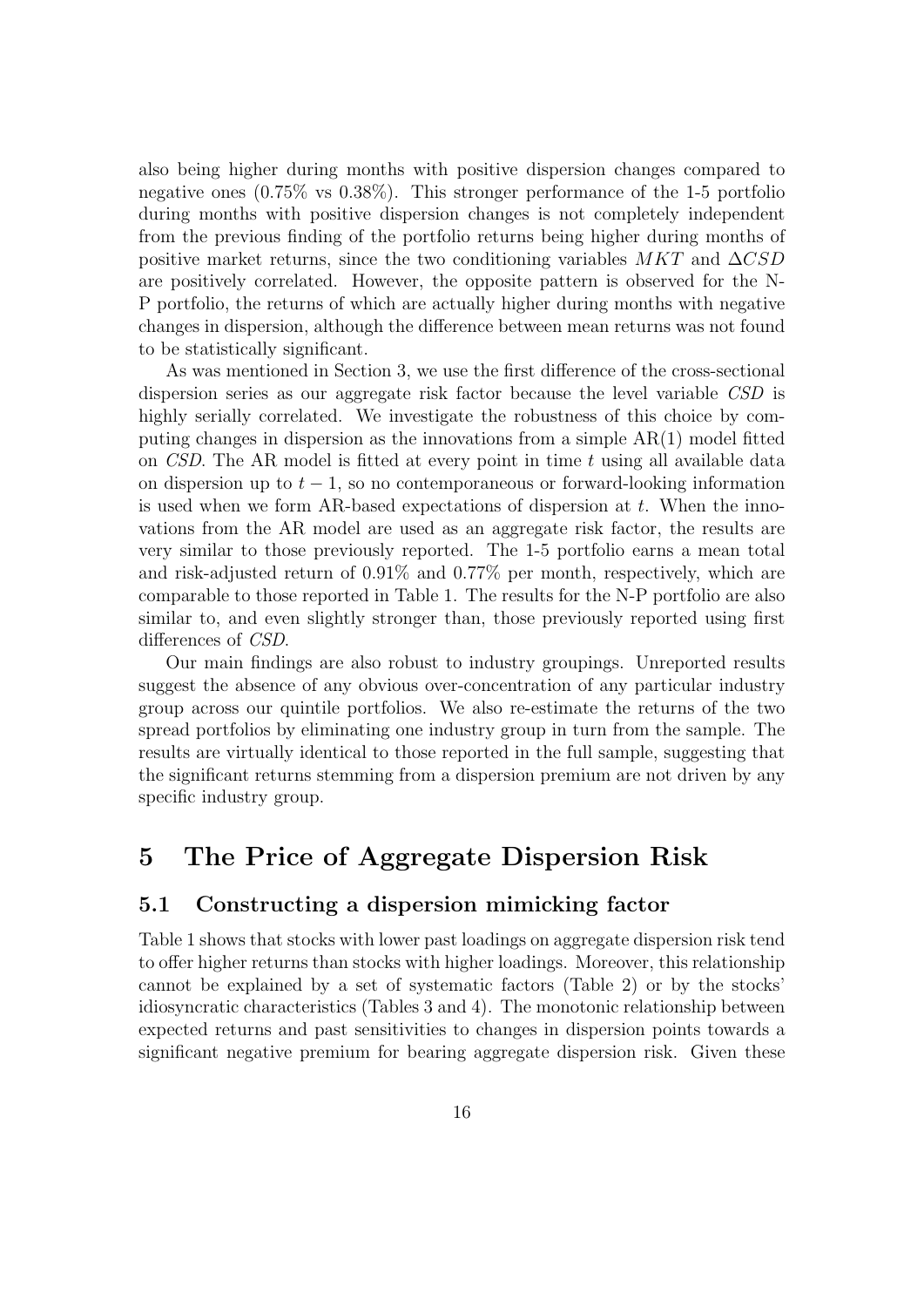also being higher during months with positive dispersion changes compared to negative ones (0.75% vs 0.38%). This stronger performance of the 1-5 portfolio during months with positive dispersion changes is not completely independent from the previous finding of the portfolio returns being higher during months of positive market returns, since the two conditioning variables $MKT$ and $\Delta CSD$ are positively correlated. However, the opposite pattern is observed for the N-P portfolio, the returns of which are actually higher during months with negative changes in dispersion, although the difference between mean returns was not found to be statistically significant.

As was mentioned in Section 3, we use the first difference of the cross-sectional dispersion series as our aggregate risk factor because the level variable *CSD* is highly serially correlated. We investigate the robustness of this choice by computing changes in dispersion as the innovations from a simple AR(1) model fitted on *CSD*. The AR model is fitted at every point in time $t$ using all available data on dispersion up to $t-1$, so no contemporaneous or forward-looking information is used when we form AR-based expectations of dispersion at $t$. When the innovations from the AR model are used as an aggregate risk factor, the results are very similar to those previously reported. The 1-5 portfolio earns a mean total and risk-adjusted return of 0.91% and 0.77% per month, respectively, which are comparable to those reported in Table 1. The results for the N-P portfolio are also similar to, and even slightly stronger than, those previously reported using first differences of *CSD*.

Our main findings are also robust to industry groupings. Unreported results suggest the absence of any obvious over-concentration of any particular industry group across our quintile portfolios. We also re-estimate the returns of the two spread portfolios by eliminating one industry group in turn from the sample. The results are virtually identical to those reported in the full sample, suggesting that the significant returns stemming from a dispersion premium are not driven by any specific industry group.

# 5 The Price of Aggregate Dispersion Risk

## 5.1 Constructing a dispersion mimicking factor

Table 1 shows that stocks with lower past loadings on aggregate dispersion risk tend to offer higher returns than stocks with higher loadings. Moreover, this relationship cannot be explained by a set of systematic factors (Table 2) or by the stocks' idiosyncratic characteristics (Tables 3 and 4). The monotonic relationship between expected returns and past sensitivities to changes in dispersion points towards a significant negative premium for bearing aggregate dispersion risk. Given these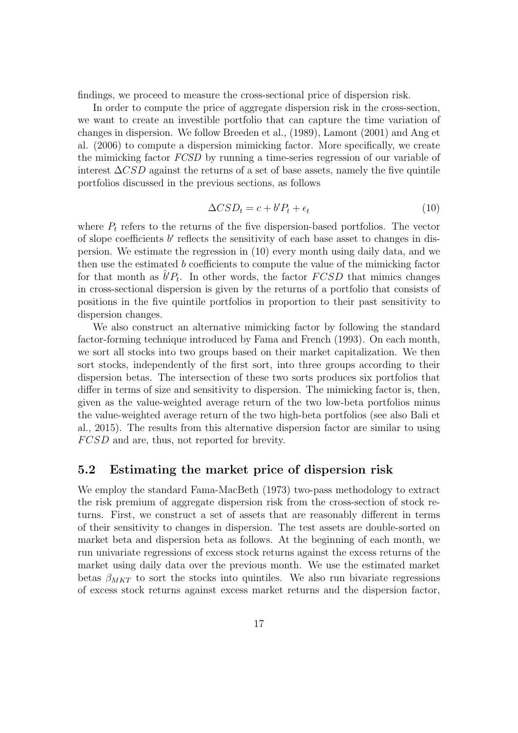findings, we proceed to measure the cross-sectional price of dispersion risk.

In order to compute the price of aggregate dispersion risk in the cross-section, we want to create an investible portfolio that can capture the time variation of changes in dispersion. We follow Breeden et al., (1989), Lamont (2001) and Ang et al. (2006) to compute a dispersion mimicking factor. More specifically, we create the mimicking factor *FCSD* by running a time-series regression of our variable of interest $\Delta CSD$ against the returns of a set of base assets, namely the five quintile portfolios discussed in the previous sections, as follows

$$\Delta CSD_t = c + b'P_t + \epsilon_t \tag{10}$$

where $P_t$ refers to the returns of the five dispersion-based portfolios. The vector of slope coefficients $b'$ reflects the sensitivity of each base asset to changes in dispersion. We estimate the regression in (10) every month using daily data, and we then use the estimated $b$ coefficients to compute the value of the mimicking factor for that month as $\hat{b}'P_t$. In other words, the factor $FCSD$ that mimics changes in cross-sectional dispersion is given by the returns of a portfolio that consists of positions in the five quintile portfolios in proportion to their past sensitivity to dispersion changes.

We also construct an alternative mimicking factor by following the standard factor-forming technique introduced by Fama and French (1993). On each month, we sort all stocks into two groups based on their market capitalization. We then sort stocks, independently of the first sort, into three groups according to their dispersion betas. The intersection of these two sorts produces six portfolios that differ in terms of size and sensitivity to dispersion. The mimicking factor is, then, given as the value-weighted average return of the two low-beta portfolios minus the value-weighted average return of the two high-beta portfolios (see also Bali et al., 2015). The results from this alternative dispersion factor are similar to using $FCSD$ and are, thus, not reported for brevity.

## 5.2 Estimating the market price of dispersion risk

We employ the standard Fama-MacBeth (1973) two-pass methodology to extract the risk premium of aggregate dispersion risk from the cross-section of stock returns. First, we construct a set of assets that are reasonably different in terms of their sensitivity to changes in dispersion. The test assets are double-sorted on market beta and dispersion beta as follows. At the beginning of each month, we run univariate regressions of excess stock returns against the excess returns of the market using daily data over the previous month. We use the estimated market betas $\beta_{MKT}$ to sort the stocks into quintiles. We also run bivariate regressions of excess stock returns against excess market returns and the dispersion factor,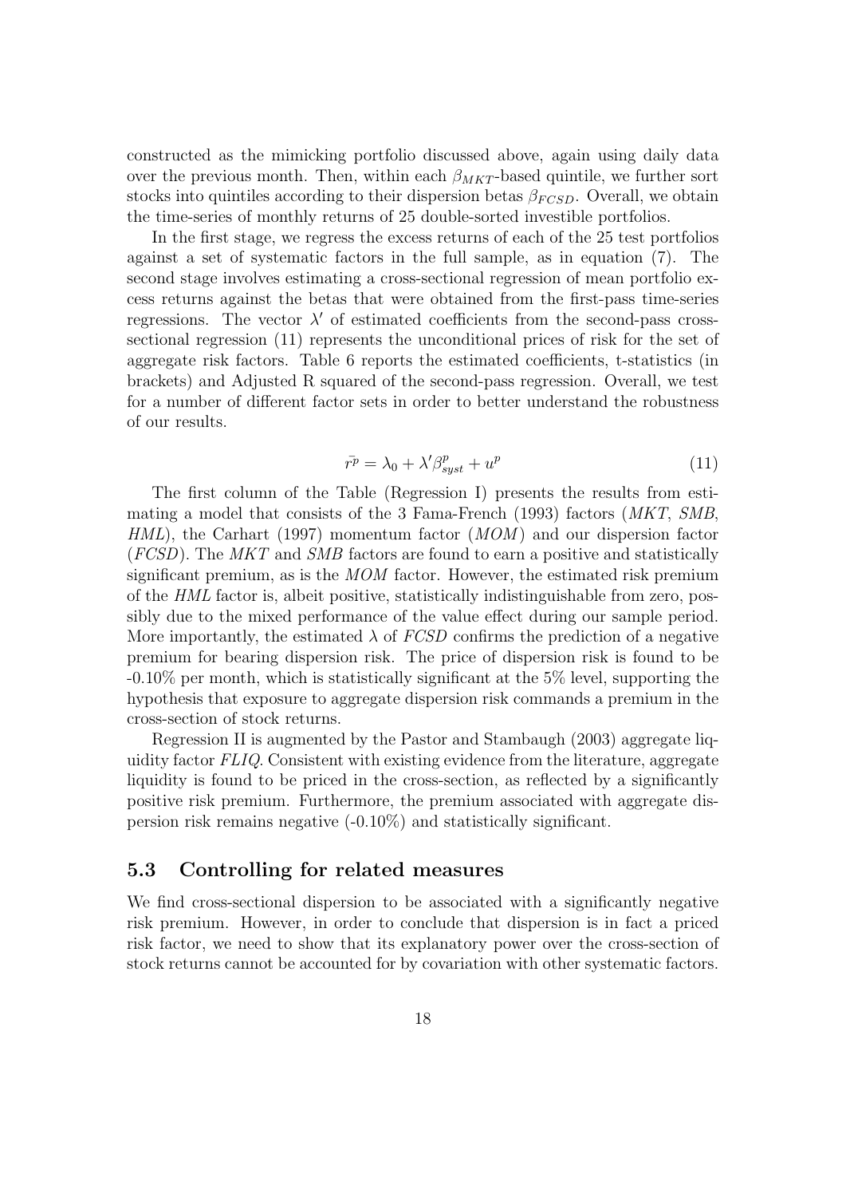constructed as the mimicking portfolio discussed above, again using daily data over the previous month. Then, within each $\beta_{MKT}$-based quintile, we further sort stocks into quintiles according to their dispersion betas $\beta_{FCSD}$. Overall, we obtain the time-series of monthly returns of 25 double-sorted investible portfolios.

In the first stage, we regress the excess returns of each of the 25 test portfolios against a set of systematic factors in the full sample, as in equation (7). The second stage involves estimating a cross-sectional regression of mean portfolio excess returns against the betas that were obtained from the first-pass time-series regressions. The vector $\lambda'$ of estimated coefficients from the second-pass cross-sectional regression (11) represents the unconditional prices of risk for the set of aggregate risk factors. Table 6 reports the estimated coefficients, t-statistics (in brackets) and Adjusted R squared of the second-pass regression. Overall, we test for a number of different factor sets in order to better understand the robustness of our results.

$$\bar{r^p} = \lambda_0 + \lambda' \beta^p_{syst} + u^p \tag{11}$$

The first column of the Table (Regression I) presents the results from estimating a model that consists of the 3 Fama-French (1993) factors (*MKT*, *SMB*, *HML*), the Carhart (1997) momentum factor (*MOM*) and our dispersion factor (*FCSD*). The *MKT* and *SMB* factors are found to earn a positive and statistically significant premium, as is the *MOM* factor. However, the estimated risk premium of the *HML* factor is, albeit positive, statistically indistinguishable from zero, possibly due to the mixed performance of the value effect during our sample period. More importantly, the estimated $\lambda$ of *FCSD* confirms the prediction of a negative premium for bearing dispersion risk. The price of dispersion risk is found to be -0.10% per month, which is statistically significant at the 5% level, supporting the hypothesis that exposure to aggregate dispersion risk commands a premium in the cross-section of stock returns.

Regression II is augmented by the Pastor and Stambaugh (2003) aggregate liquidity factor *FLIQ*. Consistent with existing evidence from the literature, aggregate liquidity is found to be priced in the cross-section, as reflected by a significantly positive risk premium. Furthermore, the premium associated with aggregate dispersion risk remains negative (-0.10%) and statistically significant.

## 5.3 Controlling for related measures

We find cross-sectional dispersion to be associated with a significantly negative risk premium. However, in order to conclude that dispersion is in fact a priced risk factor, we need to show that its explanatory power over the cross-section of stock returns cannot be accounted for by covariation with other systematic factors.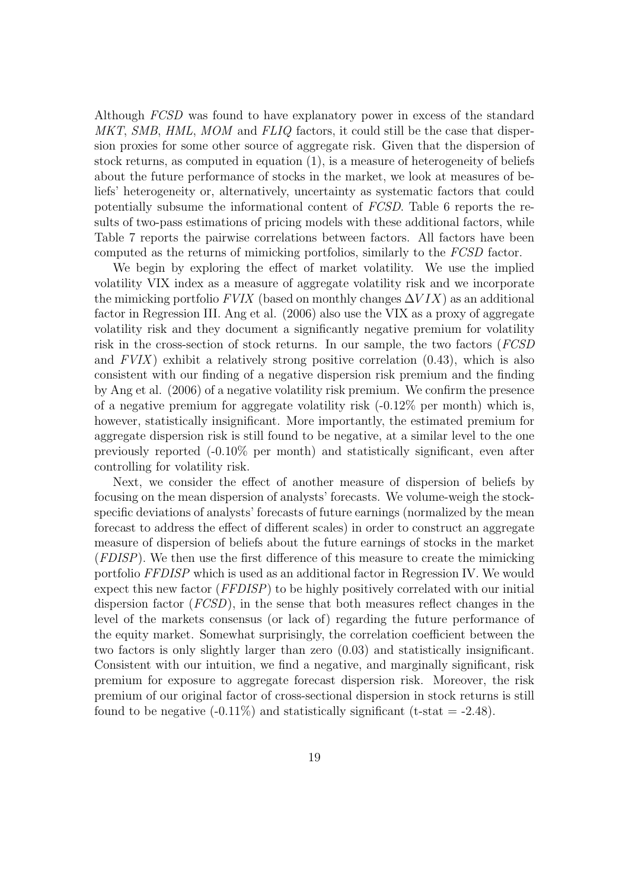Although *FCSD* was found to have explanatory power in excess of the standard *MKT*, *SMB*, *HML*, *MOM* and *FLIQ* factors, it could still be the case that dispersion proxies for some other source of aggregate risk. Given that the dispersion of stock returns, as computed in equation (1), is a measure of heterogeneity of beliefs about the future performance of stocks in the market, we look at measures of beliefs' heterogeneity or, alternatively, uncertainty as systematic factors that could potentially subsume the informational content of *FCSD*. Table 6 reports the results of two-pass estimations of pricing models with these additional factors, while Table 7 reports the pairwise correlations between factors. All factors have been computed as the returns of mimicking portfolios, similarly to the *FCSD* factor.

We begin by exploring the effect of market volatility. We use the implied volatility VIX index as a measure of aggregate volatility risk and we incorporate the mimicking portfolio *FVIX* (based on monthly changes $\Delta VIX$) as an additional factor in Regression III. Ang et al. (2006) also use the VIX as a proxy of aggregate volatility risk and they document a significantly negative premium for volatility risk in the cross-section of stock returns. In our sample, the two factors (*FCSD* and *FVIX*) exhibit a relatively strong positive correlation (0.43), which is also consistent with our finding of a negative dispersion risk premium and the finding by Ang et al. (2006) of a negative volatility risk premium. We confirm the presence of a negative premium for aggregate volatility risk (-0.12% per month) which is, however, statistically insignificant. More importantly, the estimated premium for aggregate dispersion risk is still found to be negative, at a similar level to the one previously reported (-0.10% per month) and statistically significant, even after controlling for volatility risk.

Next, we consider the effect of another measure of dispersion of beliefs by focusing on the mean dispersion of analysts' forecasts. We volume-weigh the stock-specific deviations of analysts' forecasts of future earnings (normalized by the mean forecast to address the effect of different scales) in order to construct an aggregate measure of dispersion of beliefs about the future earnings of stocks in the market (*FDISP*). We then use the first difference of this measure to create the mimicking portfolio *FFDISP* which is used as an additional factor in Regression IV. We would expect this new factor (*FFDISP*) to be highly positively correlated with our initial dispersion factor (*FCSD*), in the sense that both measures reflect changes in the level of the markets consensus (or lack of) regarding the future performance of the equity market. Somewhat surprisingly, the correlation coefficient between the two factors is only slightly larger than zero (0.03) and statistically insignificant. Consistent with our intuition, we find a negative, and marginally significant, risk premium for exposure to aggregate forecast dispersion risk. Moreover, the risk premium of our original factor of cross-sectional dispersion in stock returns is still found to be negative (-0.11%) and statistically significant (t-stat = -2.48).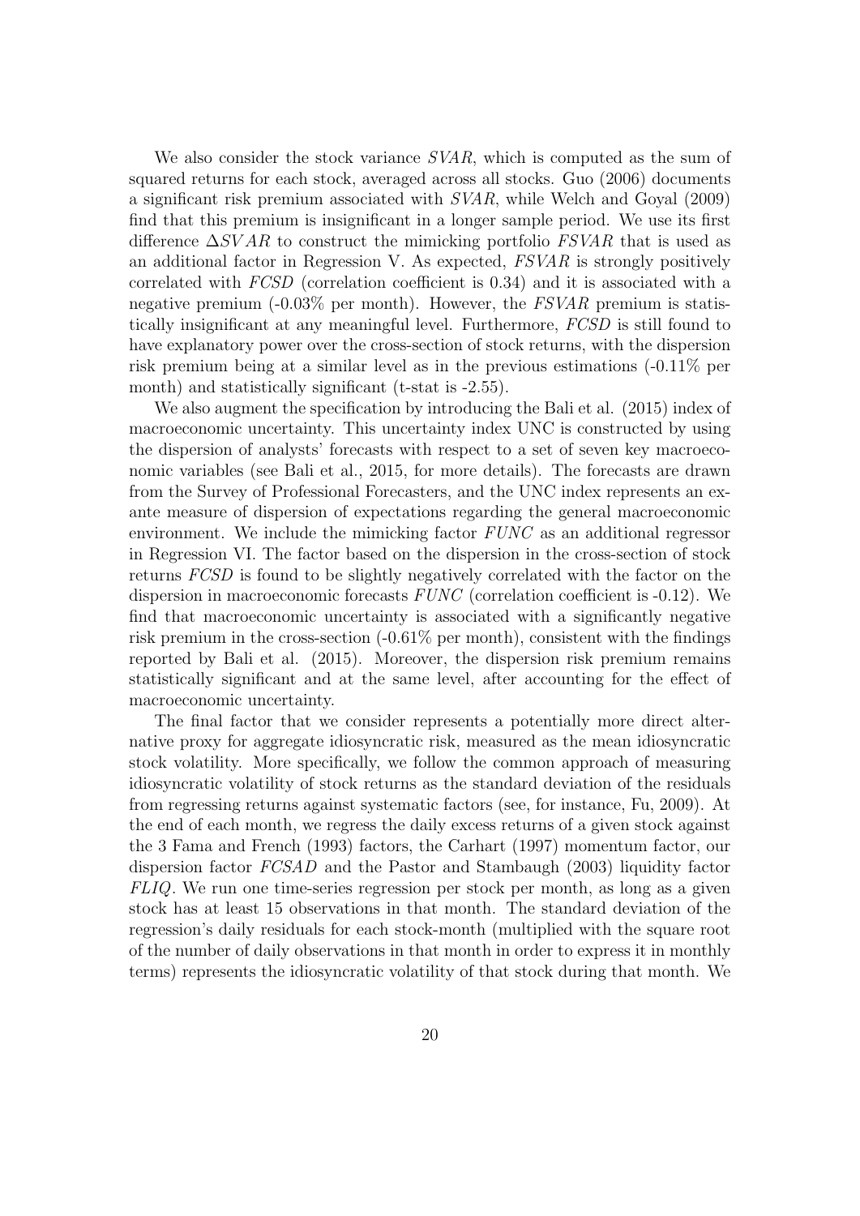We also consider the stock variance *SVAR*, which is computed as the sum of squared returns for each stock, averaged across all stocks. Guo (2006) documents a significant risk premium associated with *SVAR*, while Welch and Goyal (2009) find that this premium is insignificant in a longer sample period. We use its first difference $\Delta SVAR$ to construct the mimicking portfolio *FSVAR* that is used as an additional factor in Regression V. As expected, *FSVAR* is strongly positively correlated with *FCSD* (correlation coefficient is 0.34) and it is associated with a negative premium (-0.03% per month). However, the *FSVAR* premium is statistically insignificant at any meaningful level. Furthermore, *FCSD* is still found to have explanatory power over the cross-section of stock returns, with the dispersion risk premium being at a similar level as in the previous estimations (-0.11% per month) and statistically significant (t-stat is -2.55).

We also augment the specification by introducing the Bali et al. (2015) index of macroeconomic uncertainty. This uncertainty index UNC is constructed by using the dispersion of analysts' forecasts with respect to a set of seven key macroeconomic variables (see Bali et al., 2015, for more details). The forecasts are drawn from the Survey of Professional Forecasters, and the UNC index represents an ex-ante measure of dispersion of expectations regarding the general macroeconomic environment. We include the mimicking factor *FUNC* as an additional regressor in Regression VI. The factor based on the dispersion in the cross-section of stock returns *FCSD* is found to be slightly negatively correlated with the factor on the dispersion in macroeconomic forecasts *FUNC* (correlation coefficient is -0.12). We find that macroeconomic uncertainty is associated with a significantly negative risk premium in the cross-section (-0.61% per month), consistent with the findings reported by Bali et al. (2015). Moreover, the dispersion risk premium remains statistically significant and at the same level, after accounting for the effect of macroeconomic uncertainty.

The final factor that we consider represents a potentially more direct alternative proxy for aggregate idiosyncratic risk, measured as the mean idiosyncratic stock volatility. More specifically, we follow the common approach of measuring idiosyncratic volatility of stock returns as the standard deviation of the residuals from regressing returns against systematic factors (see, for instance, Fu, 2009). At the end of each month, we regress the daily excess returns of a given stock against the 3 Fama and French (1993) factors, the Carhart (1997) momentum factor, our dispersion factor *FCSAD* and the Pastor and Stambaugh (2003) liquidity factor *FLIQ*. We run one time-series regression per stock per month, as long as a given stock has at least 15 observations in that month. The standard deviation of the regression's daily residuals for each stock-month (multiplied with the square root of the number of daily observations in that month in order to express it in monthly terms) represents the idiosyncratic volatility of that stock during that month. We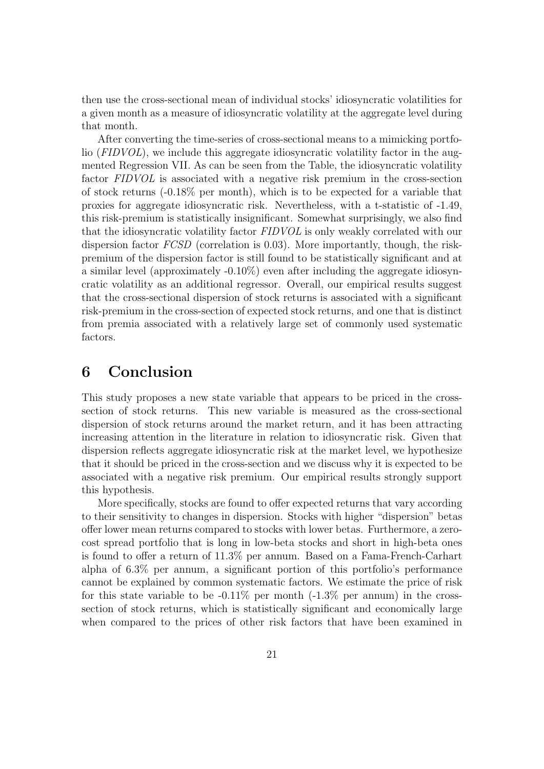then use the cross-sectional mean of individual stocks' idiosyncratic volatilities for a given month as a measure of idiosyncratic volatility at the aggregate level during that month.

After converting the time-series of cross-sectional means to a mimicking portfolio (*FIDVOL*), we include this aggregate idiosyncratic volatility factor in the augmented Regression VII. As can be seen from the Table, the idiosyncratic volatility factor *FIDVOL* is associated with a negative risk premium in the cross-section of stock returns (-0.18% per month), which is to be expected for a variable that proxies for aggregate idiosyncratic risk. Nevertheless, with a t-statistic of -1.49, this risk-premium is statistically insignificant. Somewhat surprisingly, we also find that the idiosyncratic volatility factor *FIDVOL* is only weakly correlated with our dispersion factor *FCSD* (correlation is 0.03). More importantly, though, the risk-premium of the dispersion factor is still found to be statistically significant and at a similar level (approximately -0.10%) even after including the aggregate idiosyncratic volatility as an additional regressor. Overall, our empirical results suggest that the cross-sectional dispersion of stock returns is associated with a significant risk-premium in the cross-section of expected stock returns, and one that is distinct from premia associated with a relatively large set of commonly used systematic factors.

# 6 Conclusion

This study proposes a new state variable that appears to be priced in the cross-section of stock returns. This new variable is measured as the cross-sectional dispersion of stock returns around the market return, and it has been attracting increasing attention in the literature in relation to idiosyncratic risk. Given that dispersion reflects aggregate idiosyncratic risk at the market level, we hypothesize that it should be priced in the cross-section and we discuss why it is expected to be associated with a negative risk premium. Our empirical results strongly support this hypothesis.

More specifically, stocks are found to offer expected returns that vary according to their sensitivity to changes in dispersion. Stocks with higher "dispersion" betas offer lower mean returns compared to stocks with lower betas. Furthermore, a zero-cost spread portfolio that is long in low-beta stocks and short in high-beta ones is found to offer a return of 11.3% per annum. Based on a Fama-French-Carhart alpha of 6.3% per annum, a significant portion of this portfolio's performance cannot be explained by common systematic factors. We estimate the price of risk for this state variable to be -0.11% per month (-1.3% per annum) in the cross-section of stock returns, which is statistically significant and economically large when compared to the prices of other risk factors that have been examined in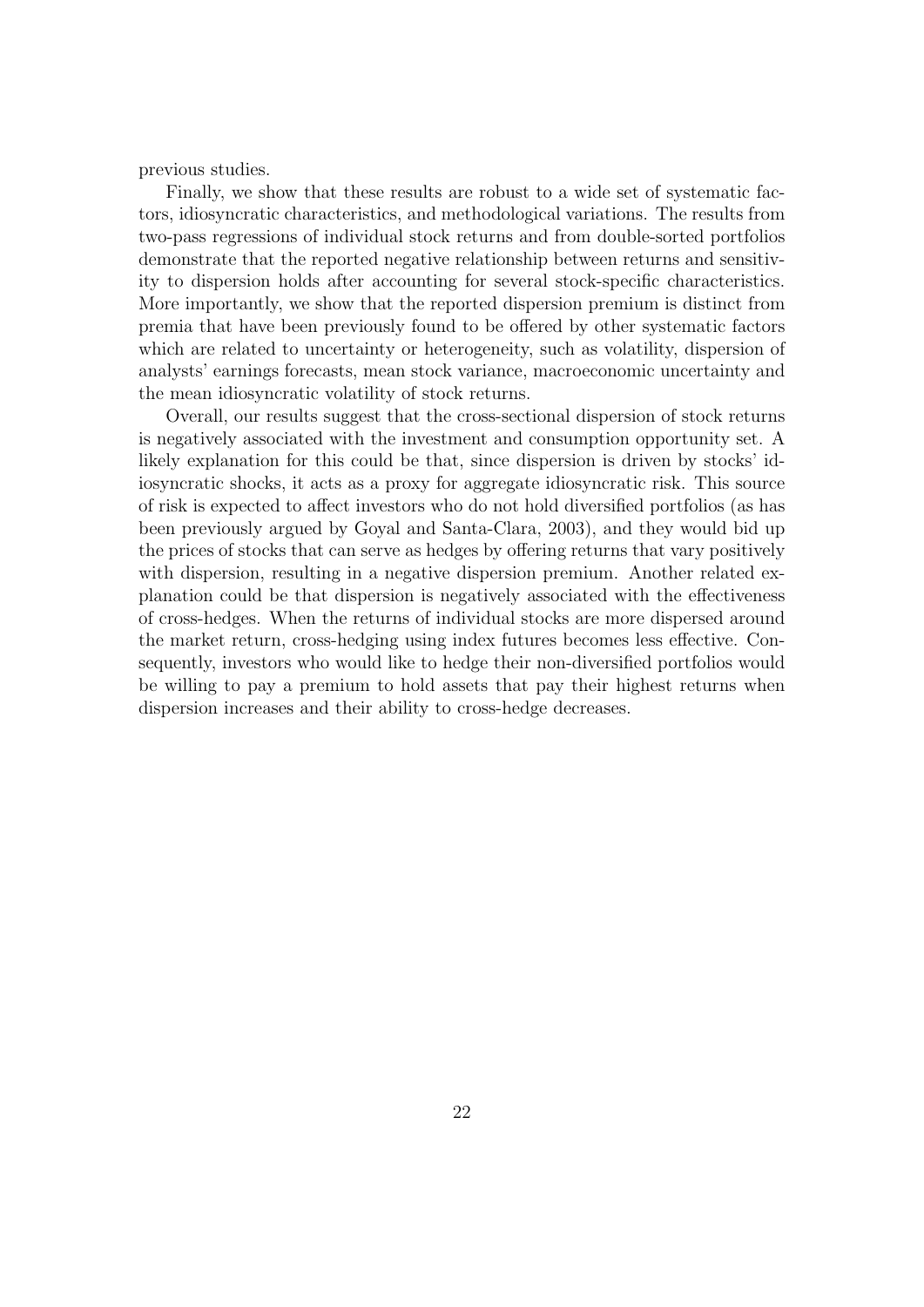previous studies.

Finally, we show that these results are robust to a wide set of systematic factors, idiosyncratic characteristics, and methodological variations. The results from two-pass regressions of individual stock returns and from double-sorted portfolios demonstrate that the reported negative relationship between returns and sensitivity to dispersion holds after accounting for several stock-specific characteristics. More importantly, we show that the reported dispersion premium is distinct from premia that have been previously found to be offered by other systematic factors which are related to uncertainty or heterogeneity, such as volatility, dispersion of analysts' earnings forecasts, mean stock variance, macroeconomic uncertainty and the mean idiosyncratic volatility of stock returns.

Overall, our results suggest that the cross-sectional dispersion of stock returns is negatively associated with the investment and consumption opportunity set. A likely explanation for this could be that, since dispersion is driven by stocks' idiosyncratic shocks, it acts as a proxy for aggregate idiosyncratic risk. This source of risk is expected to affect investors who do not hold diversified portfolios (as has been previously argued by Goyal and Santa-Clara, 2003), and they would bid up the prices of stocks that can serve as hedges by offering returns that vary positively with dispersion, resulting in a negative dispersion premium. Another related explanation could be that dispersion is negatively associated with the effectiveness of cross-hedges. When the returns of individual stocks are more dispersed around the market return, cross-hedging using index futures becomes less effective. Consequently, investors who would like to hedge their non-diversified portfolios would be willing to pay a premium to hold assets that pay their highest returns when dispersion increases and their ability to cross-hedge decreases.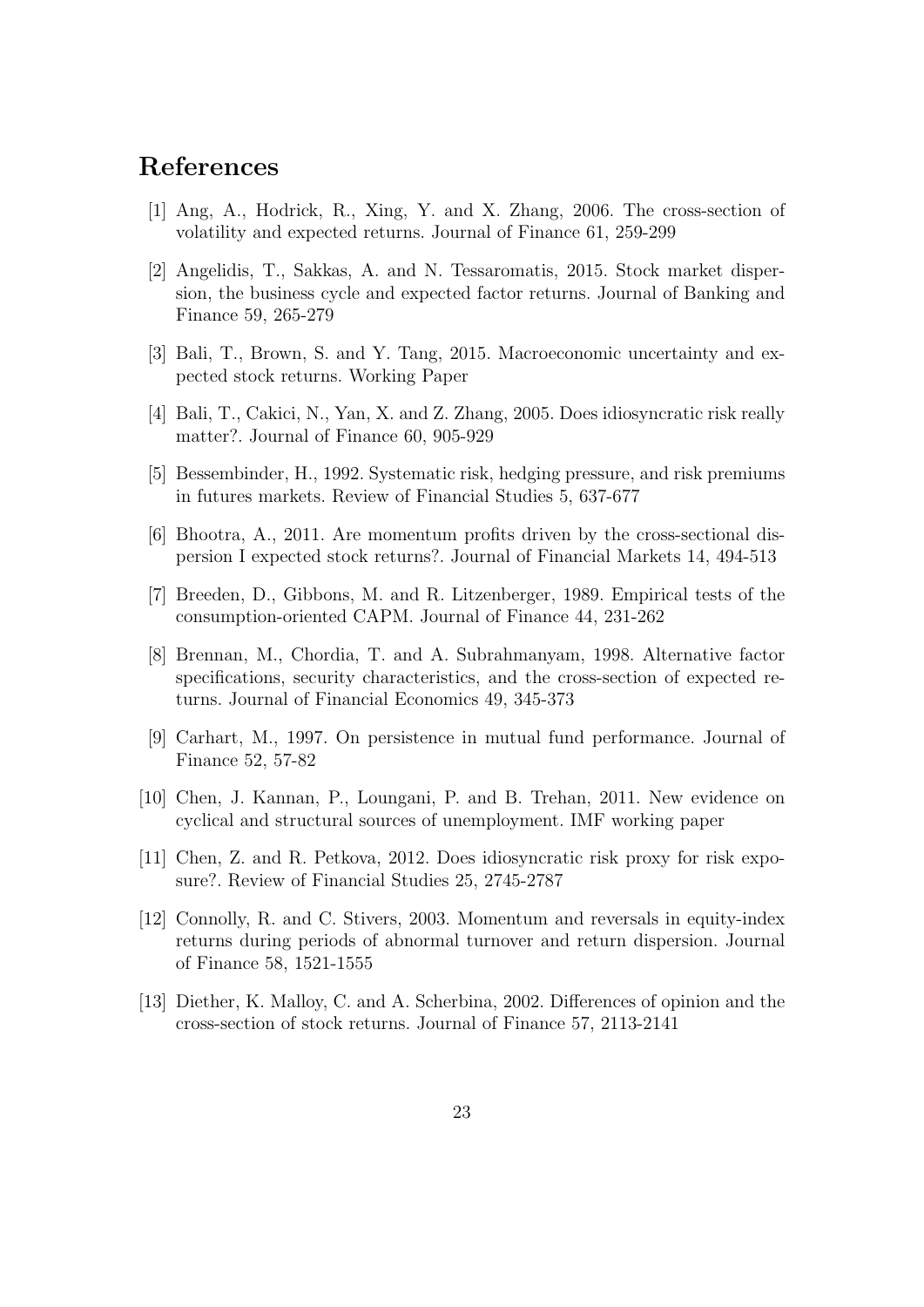# References

[1] Ang, A., Hodrick, R., Xing, Y. and X. Zhang, 2006. The cross-section of volatility and expected returns. Journal of Finance 61, 259-299

[2] Angelidis, T., Sakkas, A. and N. Tessaromatis, 2015. Stock market dispersion, the business cycle and expected factor returns. Journal of Banking and Finance 59, 265-279

[3] Bali, T., Brown, S. and Y. Tang, 2015. Macroeconomic uncertainty and expected stock returns. Working Paper

[4] Bali, T., Cakici, N., Yan, X. and Z. Zhang, 2005. Does idiosyncratic risk really matter?. Journal of Finance 60, 905-929

[5] Bessembinder, H., 1992. Systematic risk, hedging pressure, and risk premiums in futures markets. Review of Financial Studies 5, 637-677

[6] Bhootra, A., 2011. Are momentum profits driven by the cross-sectional dispersion I expected stock returns?. Journal of Financial Markets 14, 494-513

[7] Breeden, D., Gibbons, M. and R. Litzenberger, 1989. Empirical tests of the consumption-oriented CAPM. Journal of Finance 44, 231-262

[8] Brennan, M., Chordia, T. and A. Subrahmanyam, 1998. Alternative factor specifications, security characteristics, and the cross-section of expected returns. Journal of Financial Economics 49, 345-373

[9] Carhart, M., 1997. On persistence in mutual fund performance. Journal of Finance 52, 57-82

[10] Chen, J. Kannan, P., Loungani, P. and B. Trehan, 2011. New evidence on cyclical and structural sources of unemployment. IMF working paper

[11] Chen, Z. and R. Petkova, 2012. Does idiosyncratic risk proxy for risk exposure?. Review of Financial Studies 25, 2745-2787

[12] Connolly, R. and C. Stivers, 2003. Momentum and reversals in equity-index returns during periods of abnormal turnover and return dispersion. Journal of Finance 58, 1521-1555

[13] Diether, K. Malloy, C. and A. Scherbina, 2002. Differences of opinion and the cross-section of stock returns. Journal of Finance 57, 2113-2141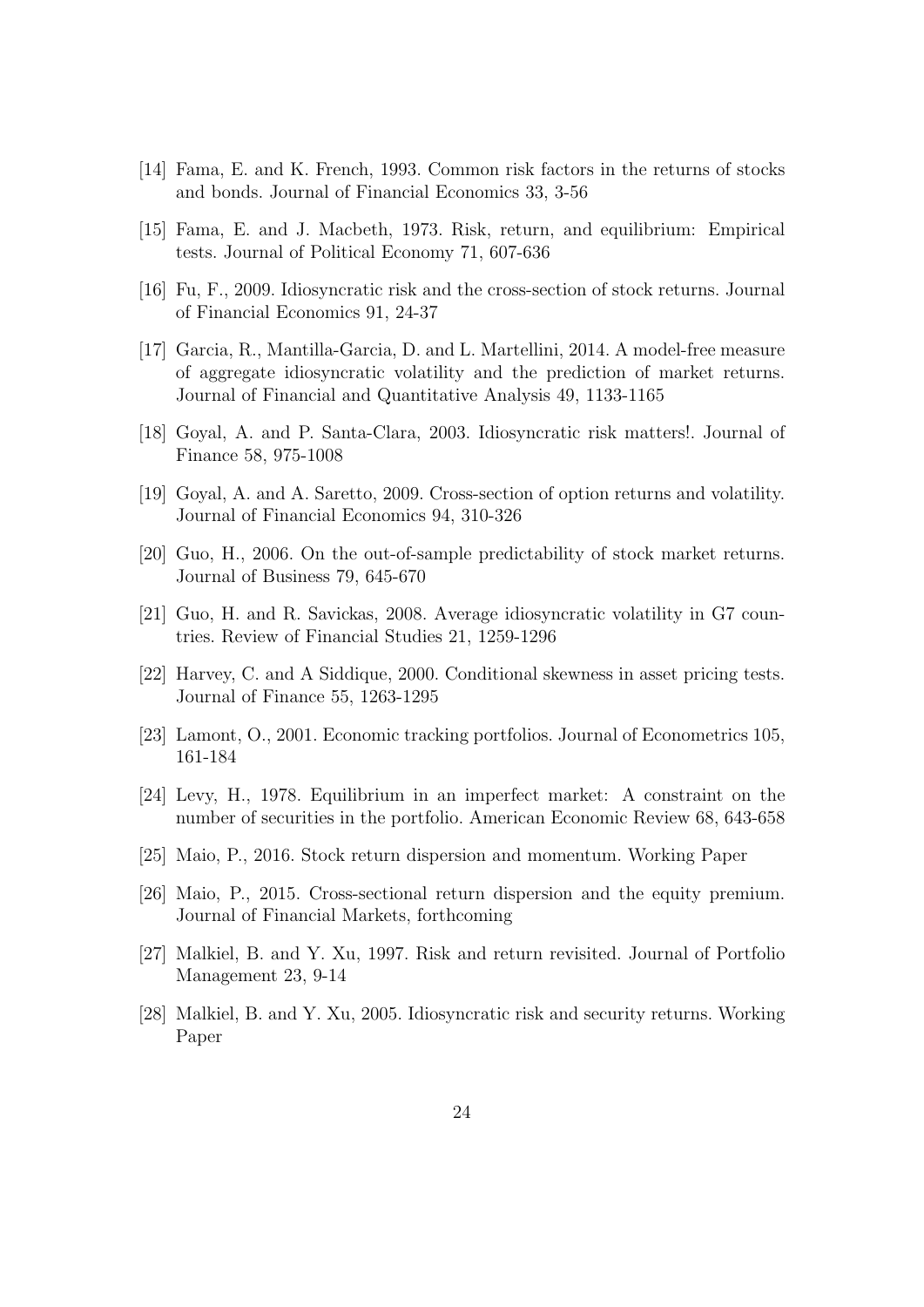[14] Fama, E. and K. French, 1993. Common risk factors in the returns of stocks and bonds. Journal of Financial Economics 33, 3-56

[15] Fama, E. and J. Macbeth, 1973. Risk, return, and equilibrium: Empirical tests. Journal of Political Economy 71, 607-636

[16] Fu, F., 2009. Idiosyncratic risk and the cross-section of stock returns. Journal of Financial Economics 91, 24-37

[17] Garcia, R., Mantilla-Garcia, D. and L. Martellini, 2014. A model-free measure of aggregate idiosyncratic volatility and the prediction of market returns. Journal of Financial and Quantitative Analysis 49, 1133-1165

[18] Goyal, A. and P. Santa-Clara, 2003. Idiosyncratic risk matters!. Journal of Finance 58, 975-1008

[19] Goyal, A. and A. Saretto, 2009. Cross-section of option returns and volatility. Journal of Financial Economics 94, 310-326

[20] Guo, H., 2006. On the out-of-sample predictability of stock market returns. Journal of Business 79, 645-670

[21] Guo, H. and R. Savickas, 2008. Average idiosyncratic volatility in G7 countries. Review of Financial Studies 21, 1259-1296

[22] Harvey, C. and A Siddique, 2000. Conditional skewness in asset pricing tests. Journal of Finance 55, 1263-1295

[23] Lamont, O., 2001. Economic tracking portfolios. Journal of Econometrics 105, 161-184

[24] Levy, H., 1978. Equilibrium in an imperfect market: A constraint on the number of securities in the portfolio. American Economic Review 68, 643-658

[25] Maio, P., 2016. Stock return dispersion and momentum. Working Paper

[26] Maio, P., 2015. Cross-sectional return dispersion and the equity premium. Journal of Financial Markets, forthcoming

[27] Malkiel, B. and Y. Xu, 1997. Risk and return revisited. Journal of Portfolio Management 23, 9-14

[28] Malkiel, B. and Y. Xu, 2005. Idiosyncratic risk and security returns. Working Paper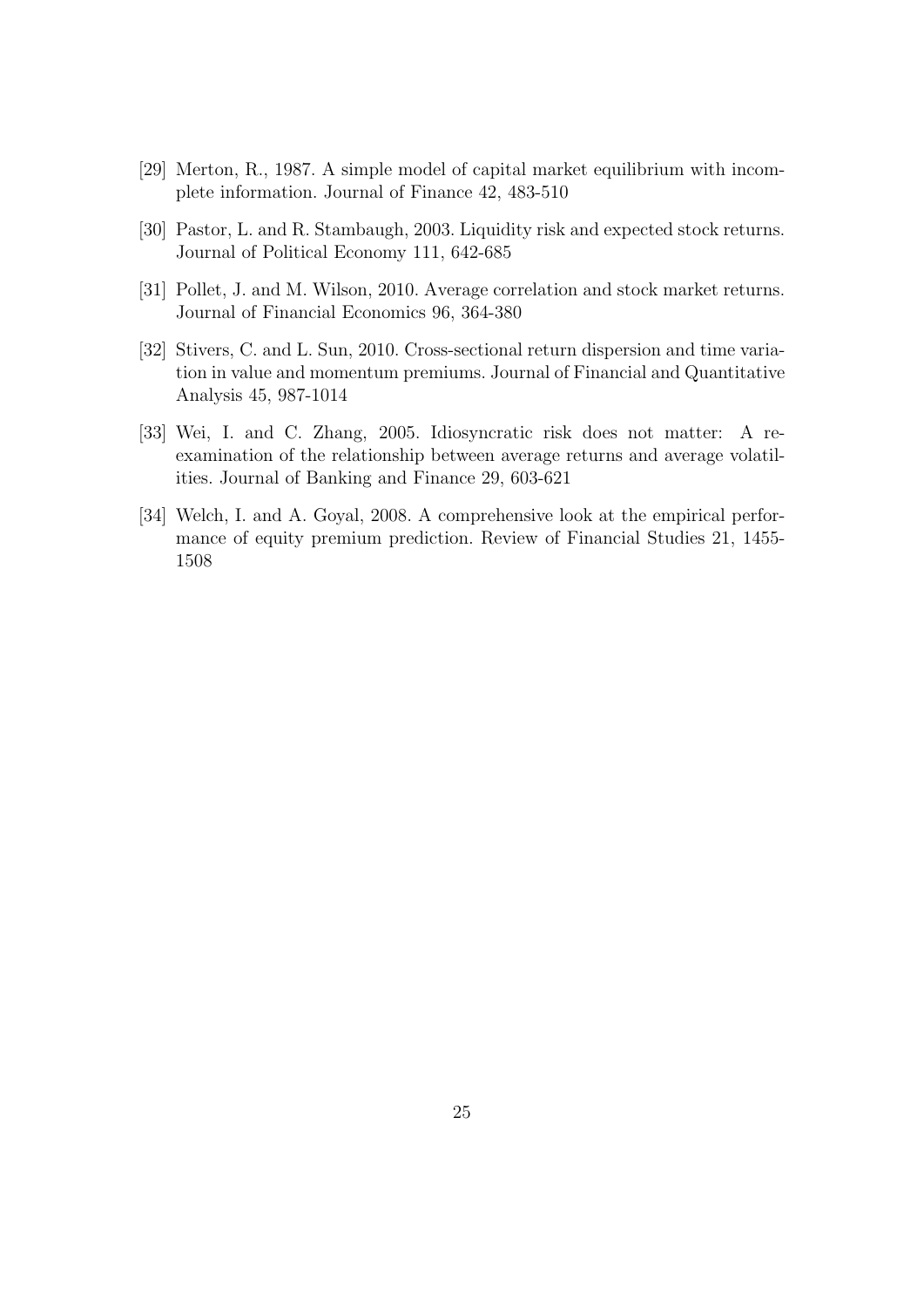[29] Merton, R., 1987. A simple model of capital market equilibrium with incomplete information. Journal of Finance 42, 483-510

[30] Pastor, L. and R. Stambaugh, 2003. Liquidity risk and expected stock returns. Journal of Political Economy 111, 642-685

[31] Pollet, J. and M. Wilson, 2010. Average correlation and stock market returns. Journal of Financial Economics 96, 364-380

[32] Stivers, C. and L. Sun, 2010. Cross-sectional return dispersion and time variation in value and momentum premiums. Journal of Financial and Quantitative Analysis 45, 987-1014

[33] Wei, I. and C. Zhang, 2005. Idiosyncratic risk does not matter: A re-examination of the relationship between average returns and average volatilities. Journal of Banking and Finance 29, 603-621

[34] Welch, I. and A. Goyal, 2008. A comprehensive look at the empirical performance of equity premium prediction. Review of Financial Studies 21, 1455-1508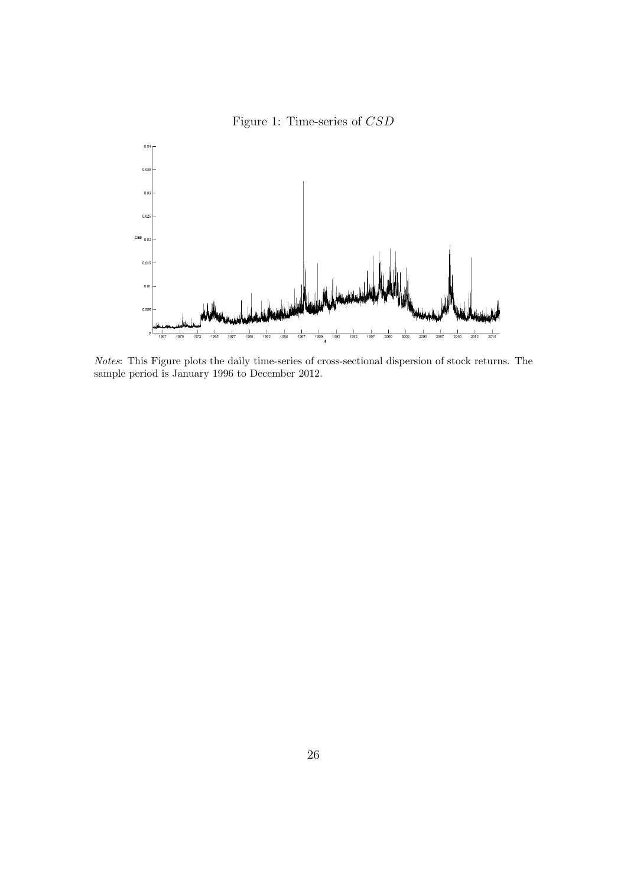Figure 1: Time-series of $CSD$

*Notes*: This Figure plots the daily time-series of cross-sectional dispersion of stock returns. The sample period is January 1996 to December 2012.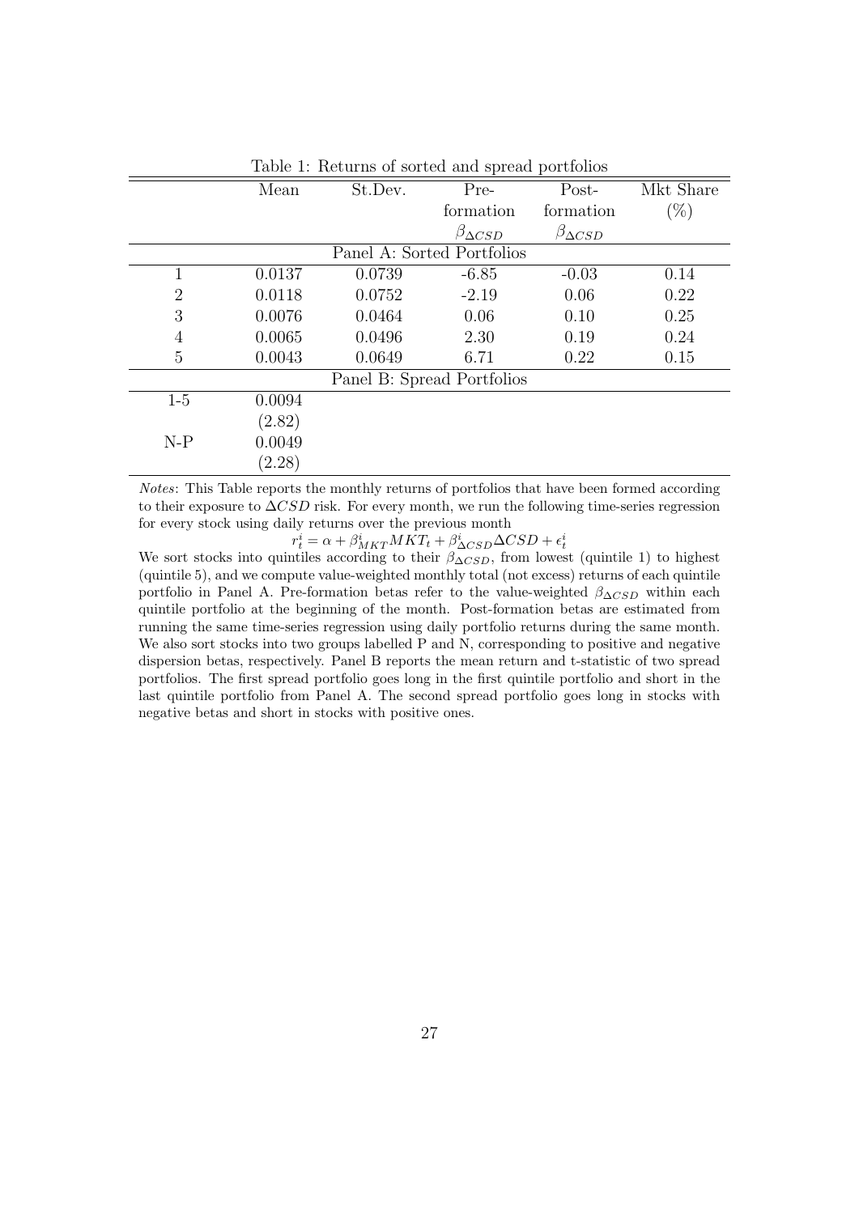Table 1: Returns of sorted and spread portfolios

| | Mean | St.Dev. | Pre-formation $\beta_{\Delta CSD}$ | Post-formation $\beta_{\Delta CSD}$ | Mkt Share (%) |
|---|---|---|---|---|---|
| | | Panel A: Sorted Portfolios | | | |
| 1 | 0.0137 | 0.0739 | -6.85 | -0.03 | 0.14 |
| 2 | 0.0118 | 0.0752 | -2.19 | 0.06 | 0.22 |
| 3 | 0.0076 | 0.0464 | 0.06 | 0.10 | 0.25 |
| 4 | 0.0065 | 0.0496 | 2.30 | 0.19 | 0.24 |
| 5 | 0.0043 | 0.0649 | 6.71 | 0.22 | 0.15 |
| | | Panel B: Spread Portfolios | | | |
| 1-5 | 0.0094 | | | | |
| | (2.82) | | | | |
| N-P | 0.0049 | | | | |
| | (2.28) | | | | |

*Notes*: This Table reports the monthly returns of portfolios that have been formed according to their exposure to $\Delta CSD$ risk. For every month, we run the following time-series regression for every stock using daily returns over the previous month

$$r_t^i = \alpha + \beta_{MKT}^i MKT_t + \beta_{\Delta CSD}^i \Delta CSD + \epsilon_t^i$$

We sort stocks into quintiles according to their $\beta_{\Delta CSD}$, from lowest (quintile 1) to highest (quintile 5), and we compute value-weighted monthly total (not excess) returns of each quintile portfolio in Panel A. Pre-formation betas refer to the value-weighted $\beta_{\Delta CSD}$ within each quintile portfolio at the beginning of the month. Post-formation betas are estimated from running the same time-series regression using daily portfolio returns during the same month. We also sort stocks into two groups labelled P and N, corresponding to positive and negative dispersion betas, respectively. Panel B reports the mean return and t-statistic of two spread portfolios. The first spread portfolio goes long in the first quintile portfolio and short in the last quintile portfolio from Panel A. The second spread portfolio goes long in stocks with negative betas and short in stocks with positive ones.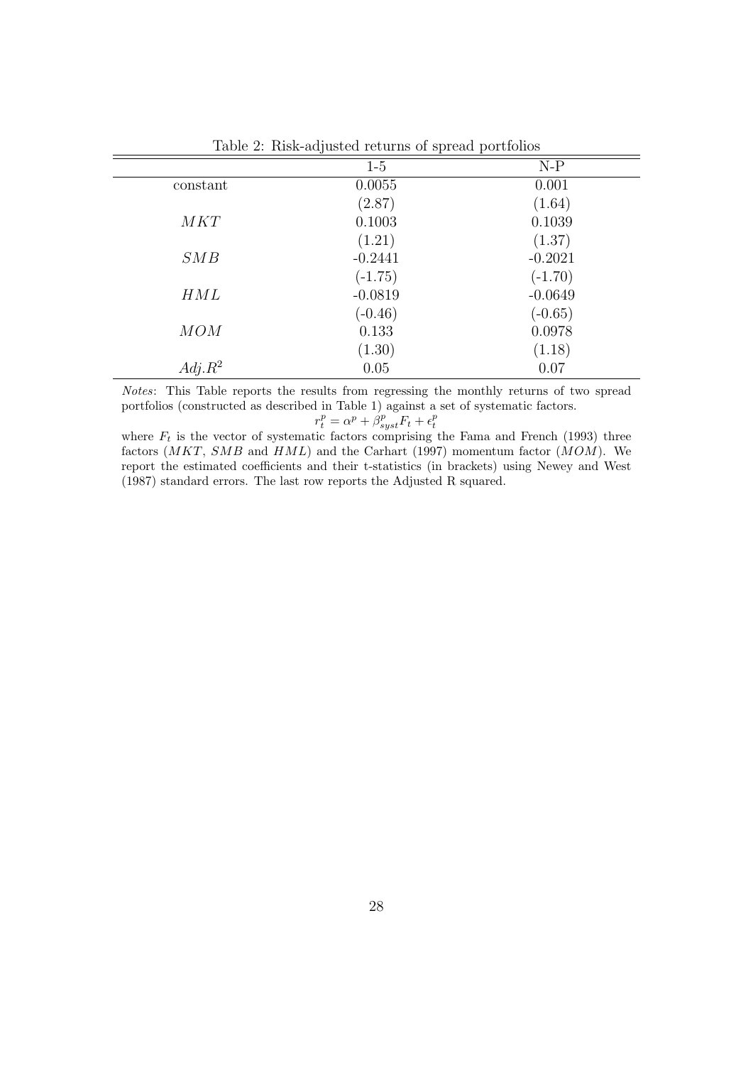Table 2: Risk-adjusted returns of spread portfolios

| | 1-5 | N-P |
|---|---|---|
| constant | 0.0055 | 0.001 |
| | (2.87) | (1.64) |
| $MKT$ | 0.1003 | 0.1039 |
| | (1.21) | (1.37) |
| $SMB$ | -0.2441 | -0.2021 |
| | (-1.75) | (-1.70) |
| $HML$ | -0.0819 | -0.0649 |
| | (-0.46) | (-0.65) |
| $MOM$ | 0.133 | 0.0978 |
| | (1.30) | (1.18) |
| $Adj.R^2$ | 0.05 | 0.07 |

*Notes*: This Table reports the results from regressing the monthly returns of two spread portfolios (constructed as described in Table 1) against a set of systematic factors.

$$r_t^p = \alpha^p + \beta_{syst}^p F_t + \epsilon_t^p$$

where $F_t$ is the vector of systematic factors comprising the Fama and French (1993) three factors ($MKT$, $SMB$ and $HML$) and the Carhart (1997) momentum factor ($MOM$). We report the estimated coefficients and their t-statistics (in brackets) using Newey and West (1987) standard errors. The last row reports the Adjusted R squared.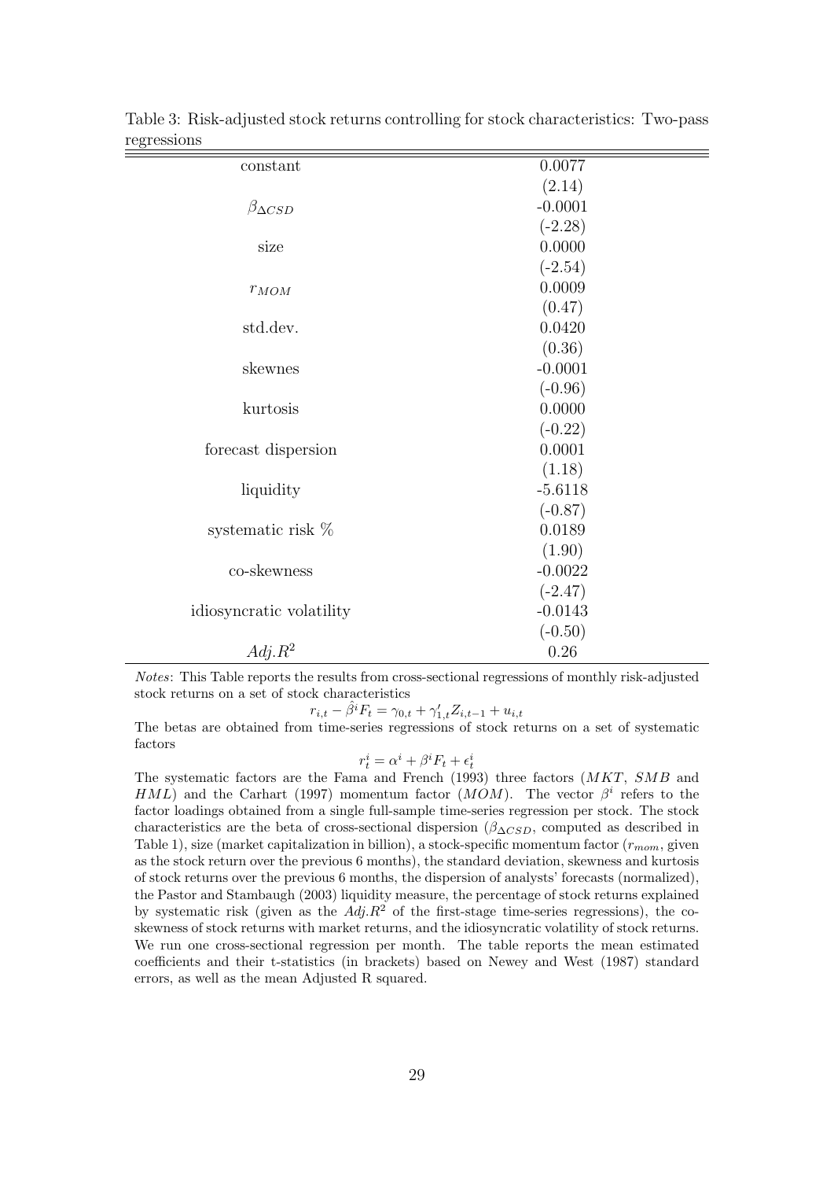Table 3: Risk-adjusted stock returns controlling for stock characteristics: Two-pass regressions

| | |
|---|---|
| constant | 0.0077 |
| | (2.14) |
| $\beta_{\Delta CSD}$ | -0.0001 |
| | (-2.28) |
| size | 0.0000 |
| | (-2.54) |
| $r_{MOM}$ | 0.0009 |
| | (0.47) |
| std.dev. | 0.0420 |
| | (0.36) |
| skewnes | -0.0001 |
| | (-0.96) |
| kurtosis | 0.0000 |
| | (-0.22) |
| forecast dispersion | 0.0001 |
| | (1.18) |
| liquidity | -5.6118 |
| | (-0.87) |
| systematic risk % | 0.0189 |
| | (1.90) |
| co-skewness | -0.0022 |
| | (-2.47) |
| idiosyncratic volatility | -0.0143 |
| | (-0.50) |
| $Adj.R^2$ | 0.26 |

*Notes*: This Table reports the results from cross-sectional regressions of monthly risk-adjusted stock returns on a set of stock characteristics

$$r_{i,t} - \hat{\beta}^i F_t = \gamma_{0,t} + \gamma_{1,t}' Z_{i,t-1} + u_{i,t}$$

The betas are obtained from time-series regressions of stock returns on a set of systematic factors

$$r_t^i = \alpha^i + \beta^i F_t + \epsilon_t^i$$

The systematic factors are the Fama and French (1993) three factors ($MKT$, $SMB$ and $HML$) and the Carhart (1997) momentum factor ($MOM$). The vector $\beta^i$ refers to the factor loadings obtained from a single full-sample time-series regression per stock. The stock characteristics are the beta of cross-sectional dispersion ($\beta_{\Delta CSD}$, computed as described in Table 1), size (market capitalization in billion), a stock-specific momentum factor ($r_{mom}$, given as the stock return over the previous 6 months), the standard deviation, skewness and kurtosis of stock returns over the previous 6 months, the dispersion of analysts' forecasts (normalized), the Pastor and Stambaugh (2003) liquidity measure, the percentage of stock returns explained by systematic risk (given as the $Adj.R^2$ of the first-stage time-series regressions), the co-skewness of stock returns with market returns, and the idiosyncratic volatility of stock returns. We run one cross-sectional regression per month. The table reports the mean estimated coefficients and their t-statistics (in brackets) based on Newey and West (1987) standard errors, as well as the mean Adjusted R squared.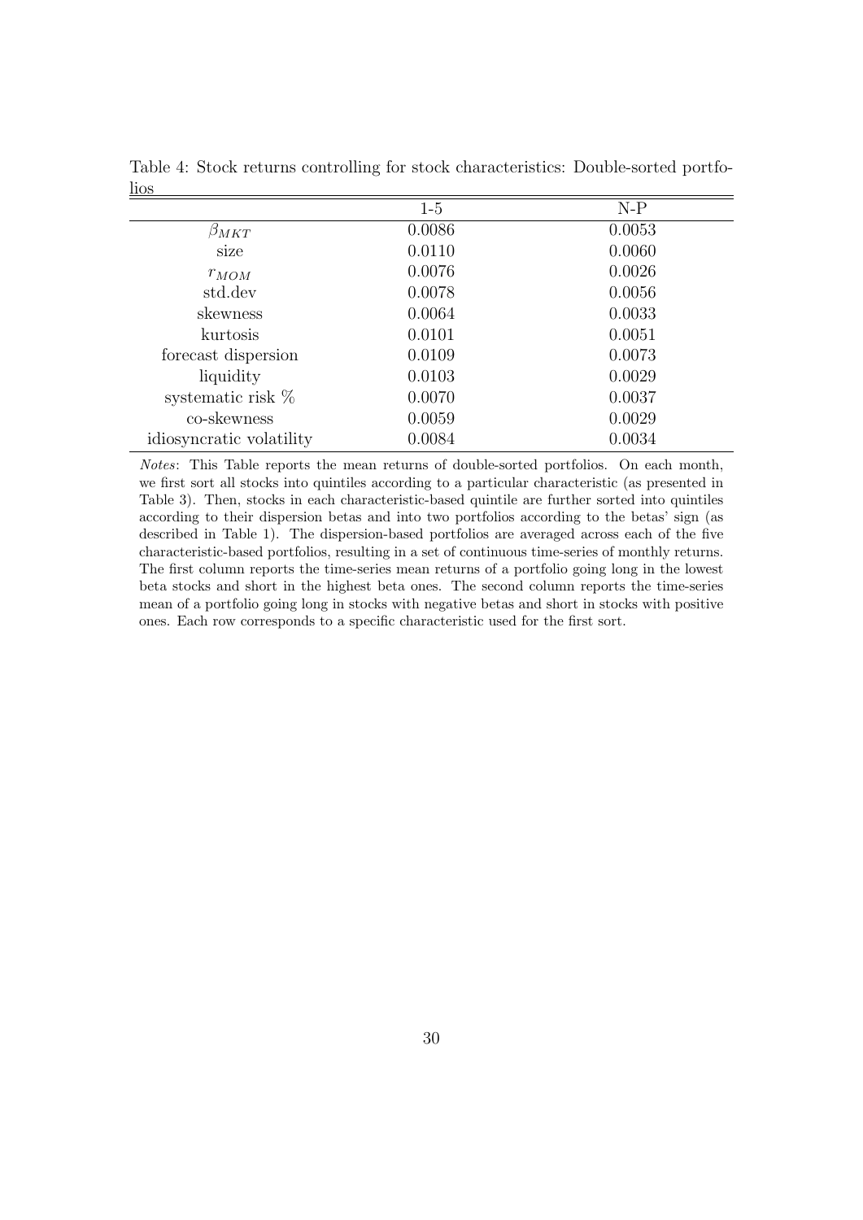Table 4: Stock returns controlling for stock characteristics: Double-sorted portfolios

| | 1-5 | N-P |
|---|---|---|
| $\beta_{MKT}$ | 0.0086 | 0.0053 |
| size | 0.0110 | 0.0060 |
| $r_{MOM}$ | 0.0076 | 0.0026 |
| std.dev | 0.0078 | 0.0056 |
| skewness | 0.0064 | 0.0033 |
| kurtosis | 0.0101 | 0.0051 |
| forecast dispersion | 0.0109 | 0.0073 |
| liquidity | 0.0103 | 0.0029 |
| systematic risk % | 0.0070 | 0.0037 |
| co-skewness | 0.0059 | 0.0029 |
| idiosyncratic volatility | 0.0084 | 0.0034 |

*Notes*: This Table reports the mean returns of double-sorted portfolios. On each month, we first sort all stocks into quintiles according to a particular characteristic (as presented in Table 3). Then, stocks in each characteristic-based quintile are further sorted into quintiles according to their dispersion betas and into two portfolios according to the betas' sign (as described in Table 1). The dispersion-based portfolios are averaged across each of the five characteristic-based portfolios, resulting in a set of continuous time-series of monthly returns. The first column reports the time-series mean returns of a portfolio going long in the lowest beta stocks and short in the highest beta ones. The second column reports the time-series mean of a portfolio going long in stocks with negative betas and short in stocks with positive ones. Each row corresponds to a specific characteristic used for the first sort.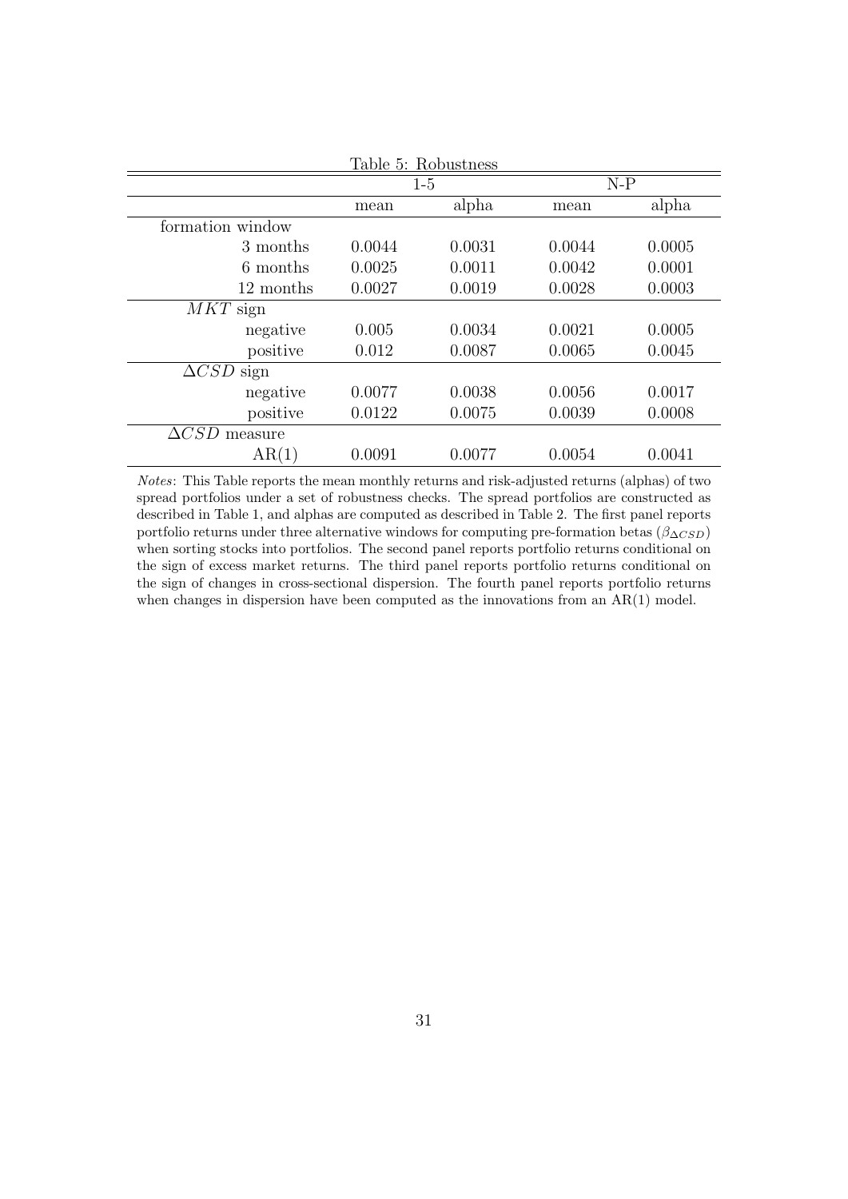Table 5: Robustness

| | 1-5 | | N-P | |
|---|---|---|---|---|
| | mean | alpha | mean | alpha |
| formation window | | | | |
| 3 months | 0.0044 | 0.0031 | 0.0044 | 0.0005 |
| 6 months | 0.0025 | 0.0011 | 0.0042 | 0.0001 |
| 12 months | 0.0027 | 0.0019 | 0.0028 | 0.0003 |
| $MKT$ sign | | | | |
| negative | 0.005 | 0.0034 | 0.0021 | 0.0005 |
| positive | 0.012 | 0.0087 | 0.0065 | 0.0045 |
| $\Delta CSD$ sign | | | | |
| negative | 0.0077 | 0.0038 | 0.0056 | 0.0017 |
| positive | 0.0122 | 0.0075 | 0.0039 | 0.0008 |
| $\Delta CSD$ measure | | | | |
| AR(1) | 0.0091 | 0.0077 | 0.0054 | 0.0041 |

*Notes*: This Table reports the mean monthly returns and risk-adjusted returns (alphas) of two spread portfolios under a set of robustness checks. The spread portfolios are constructed as described in Table 1, and alphas are computed as described in Table 2. The first panel reports portfolio returns under three alternative windows for computing pre-formation betas ($\beta_{\Delta CSD}$) when sorting stocks into portfolios. The second panel reports portfolio returns conditional on the sign of excess market returns. The third panel reports portfolio returns conditional on the sign of changes in cross-sectional dispersion. The fourth panel reports portfolio returns when changes in dispersion have been computed as the innovations from an AR(1) model.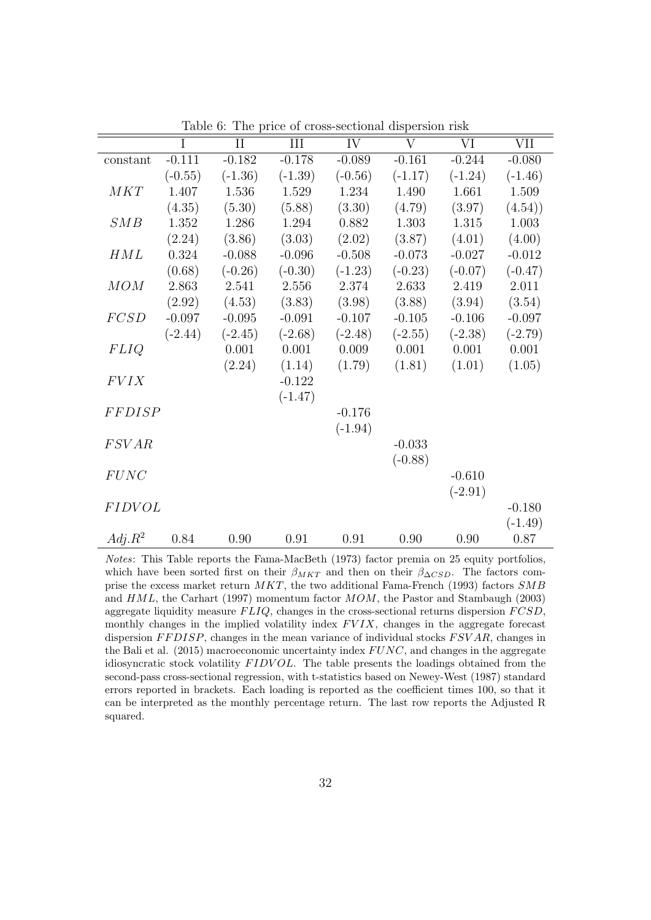Table 6: The price of cross-sectional dispersion risk

| | I | II | III | IV | V | VI | VII |
|---|---|---|---|---|---|---|---|
| constant | -0.111 | -0.182 | -0.178 | -0.089 | -0.161 | -0.244 | -0.080 |
| | (-0.55) | (-1.36) | (-1.39) | (-0.56) | (-1.17) | (-1.24) | (-1.46) |
| $MKT$ | 1.407 | 1.536 | 1.529 | 1.234 | 1.490 | 1.661 | 1.509 |
| | (4.35) | (5.30) | (5.88) | (3.30) | (4.79) | (3.97) | (4.54)) |
| $SMB$ | 1.352 | 1.286 | 1.294 | 0.882 | 1.303 | 1.315 | 1.003 |
| | (2.24) | (3.86) | (3.03) | (2.02) | (3.87) | (4.01) | (4.00) |
| $HML$ | 0.324 | -0.088 | -0.096 | -0.508 | -0.073 | -0.027 | -0.012 |
| | (0.68) | (-0.26) | (-0.30) | (-1.23) | (-0.23) | (-0.07) | (-0.47) |
| $MOM$ | 2.863 | 2.541 | 2.556 | 2.374 | 2.633 | 2.419 | 2.011 |
| | (2.92) | (4.53) | (3.83) | (3.98) | (3.88) | (3.94) | (3.54) |
| $FCSD$ | -0.097 | -0.095 | -0.091 | -0.107 | -0.105 | -0.106 | -0.097 |
| | (-2.44) | (-2.45) | (-2.68) | (-2.48) | (-2.55) | (-2.38) | (-2.79) |
| $FLIQ$ | | 0.001 | 0.001 | 0.009 | 0.001 | 0.001 | 0.001 |
| | | (2.24) | (1.14) | (1.79) | (1.81) | (1.01) | (1.05) |
| $FVIX$ | | | -0.122 | | | | |
| | | | (-1.47) | | | | |
| $FFDISP$ | | | | -0.176 | | | |
| | | | | (-1.94) | | | |
| $FSVAR$ | | | | | -0.033 | | |
| | | | | | (-0.88) | | |
| $FUNC$ | | | | | | -0.610 | |
| | | | | | | (-2.91) | |
| $FIDVOL$ | | | | | | | -0.180 |
| | | | | | | | (-1.49) |
| $Adj.R^2$ | 0.84 | 0.90 | 0.91 | 0.91 | 0.90 | 0.90 | 0.87 |

*Notes*: This Table reports the Fama-MacBeth (1973) factor premia on 25 equity portfolios, which have been sorted first on their $\beta_{MKT}$ and then on their $\beta_{\Delta CSD}$. The factors comprise the excess market return $MKT$, the two additional Fama-French (1993) factors $SMB$ and $HML$, the Carhart (1997) momentum factor $MOM$, the Pastor and Stambaugh (2003) aggregate liquidity measure $FLIQ$, changes in the cross-sectional returns dispersion $FCSD$, monthly changes in the implied volatility index $FVIX$, changes in the aggregate forecast dispersion $FFDISP$, changes in the mean variance of individual stocks $FSVAR$, changes in the Bali et al. (2015) macroeconomic uncertainty index $FUNC$, and changes in the aggregate idiosyncratic stock volatility $FIDVOL$. The table presents the loadings obtained from the second-pass cross-sectional regression, with t-statistics based on Newey-West (1987) standard errors reported in brackets. Each loading is reported as the coefficient times 100, so that it can be interpreted as the monthly percentage return. The last row reports the Adjusted R squared.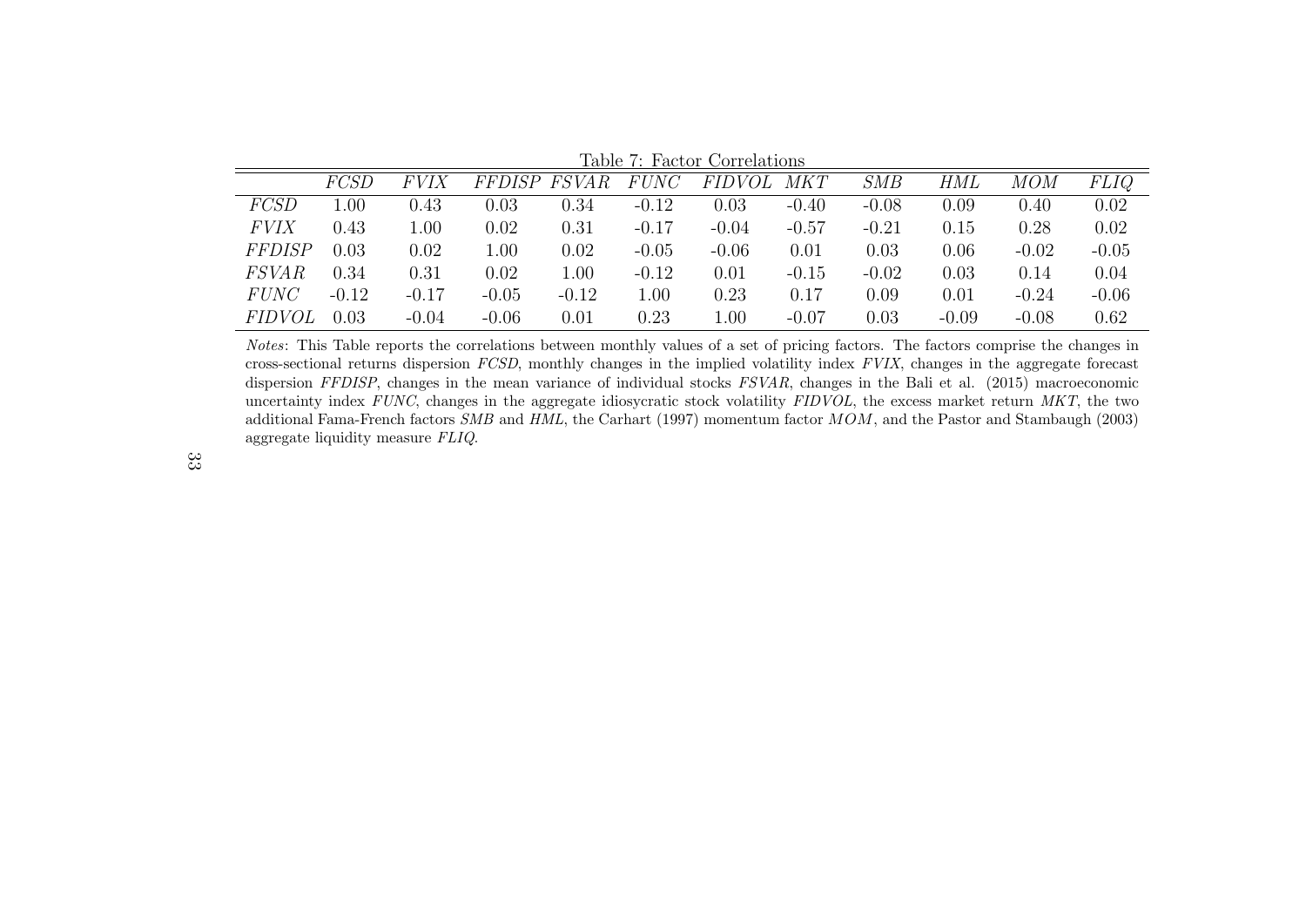Table 7: Factor Correlations

| | *FCSD* | *FVIX* | *FFDISP* | *FSVAR* | *FUNC* | *FIDVOL* | *MKT* | *SMB* | *HML* | *MOM* | *FLIQ* |
|---|---|---|---|---|---|---|---|---|---|---|---|
| *FCSD* | 1.00 | 0.43 | 0.03 | 0.34 | -0.12 | 0.03 | -0.40 | -0.08 | 0.09 | 0.40 | 0.02 |
| *FVIX* | 0.43 | 1.00 | 0.02 | 0.31 | -0.17 | -0.04 | -0.57 | -0.21 | 0.15 | 0.28 | 0.02 |
| *FFDISP* | 0.03 | 0.02 | 1.00 | 0.02 | -0.05 | -0.06 | 0.01 | 0.03 | 0.06 | -0.02 | -0.05 |
| *FSVAR* | 0.34 | 0.31 | 0.02 | 1.00 | -0.12 | 0.01 | -0.15 | -0.02 | 0.03 | 0.14 | 0.04 |
| *FUNC* | -0.12 | -0.17 | -0.05 | -0.12 | 1.00 | 0.23 | 0.17 | 0.09 | 0.01 | -0.24 | -0.06 |
| *FIDVOL* | 0.03 | -0.04 | -0.06 | 0.01 | 0.23 | 1.00 | -0.07 | 0.03 | -0.09 | -0.08 | 0.62 |

*Notes*: This Table reports the correlations between monthly values of a set of pricing factors. The factors comprise the changes in cross-sectional returns dispersion *FCSD*, monthly changes in the implied volatility index *FVIX*, changes in the aggregate forecast dispersion *FFDISP*, changes in the mean variance of individual stocks *FSVAR*, changes in the Bali et al. (2015) macroeconomic uncertainty index *FUNC*, changes in the aggregate idiosycratic stock volatility *FIDVOL*, the excess market return *MKT*, the two additional Fama-French factors *SMB* and *HML*, the Carhart (1997) momentum factor *MOM*, and the Pastor and Stambaugh (2003) aggregate liquidity measure *FLIQ*.